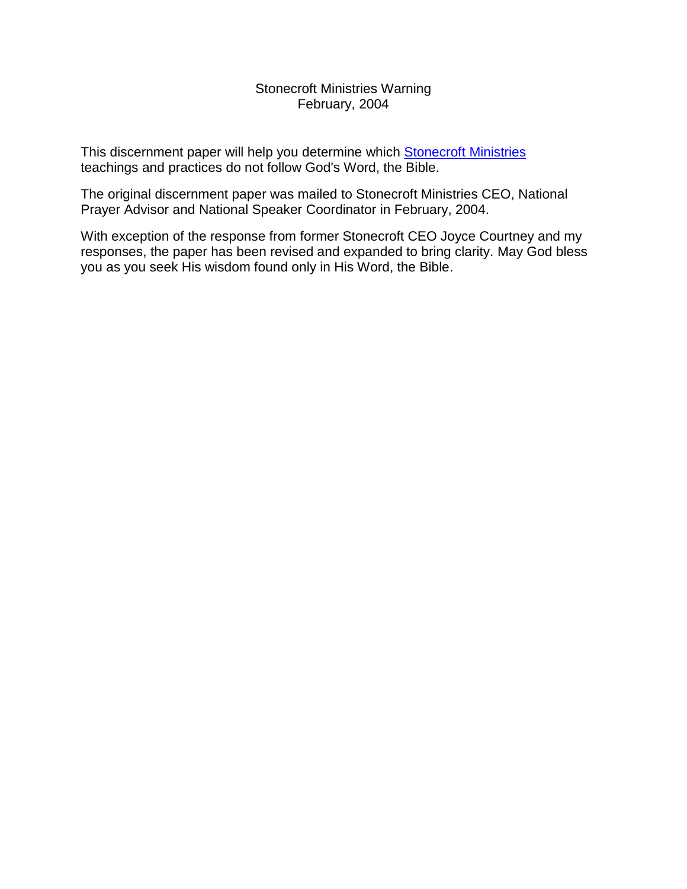# Stonecroft Ministries Warning
February, 2004

This discernment paper will help you determine which Stonecroft Ministries teachings and practices do not follow God's Word, the Bible.

The original discernment paper was mailed to Stonecroft Ministries CEO, National Prayer Advisor and National Speaker Coordinator in February, 2004.

With exception of the response from former Stonecroft CEO Joyce Courtney and my responses, the paper has been revised and expanded to bring clarity. May God bless you as you seek His wisdom found only in His Word, the Bible.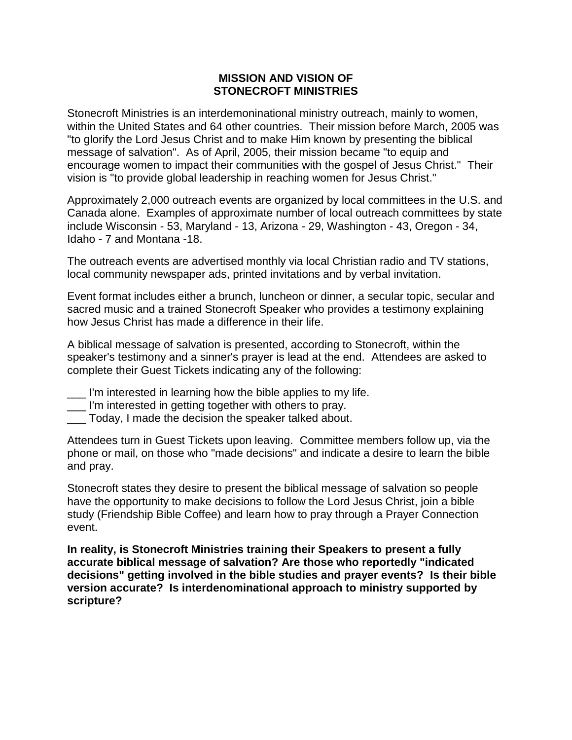# MISSION AND VISION OF STONECROFT MINISTRIES

Stonecroft Ministries is an interdemoninational ministry outreach, mainly to women, within the United States and 64 other countries. Their mission before March, 2005 was "to glorify the Lord Jesus Christ and to make Him known by presenting the biblical message of salvation". As of April, 2005, their mission became "to equip and encourage women to impact their communities with the gospel of Jesus Christ." Their vision is "to provide global leadership in reaching women for Jesus Christ."

Approximately 2,000 outreach events are organized by local committees in the U.S. and Canada alone. Examples of approximate number of local outreach committees by state include Wisconsin - 53, Maryland - 13, Arizona - 29, Washington - 43, Oregon - 34, Idaho - 7 and Montana -18.

The outreach events are advertised monthly via local Christian radio and TV stations, local community newspaper ads, printed invitations and by verbal invitation.

Event format includes either a brunch, luncheon or dinner, a secular topic, secular and sacred music and a trained Stonecroft Speaker who provides a testimony explaining how Jesus Christ has made a difference in their life.

A biblical message of salvation is presented, according to Stonecroft, within the speaker's testimony and a sinner's prayer is lead at the end. Attendees are asked to complete their Guest Tickets indicating any of the following:

___ I'm interested in learning how the bible applies to my life.
___ I'm interested in getting together with others to pray.
___ Today, I made the decision the speaker talked about.

Attendees turn in Guest Tickets upon leaving. Committee members follow up, via the phone or mail, on those who "made decisions" and indicate a desire to learn the bible and pray.

Stonecroft states they desire to present the biblical message of salvation so people have the opportunity to make decisions to follow the Lord Jesus Christ, join a bible study (Friendship Bible Coffee) and learn how to pray through a Prayer Connection event.

**In reality, is Stonecroft Ministries training their Speakers to present a fully accurate biblical message of salvation? Are those who reportedly "indicated decisions" getting involved in the bible studies and prayer events? Is their bible version accurate? Is interdenominational approach to ministry supported by scripture?**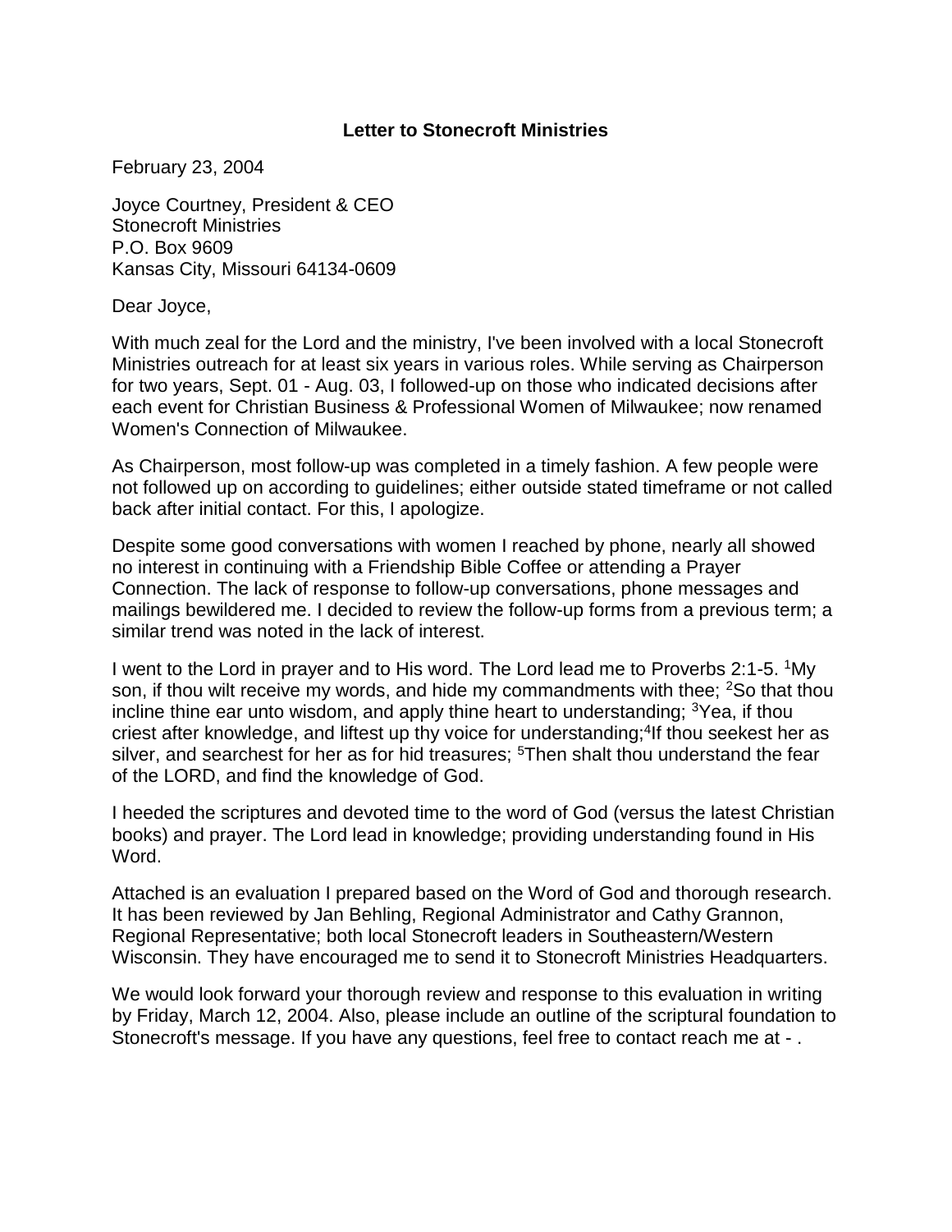**Letter to Stonecroft Ministries**

February 23, 2004

Joyce Courtney, President & CEO
Stonecroft Ministries
P.O. Box 9609
Kansas City, Missouri 64134-0609

Dear Joyce,

With much zeal for the Lord and the ministry, I've been involved with a local Stonecroft Ministries outreach for at least six years in various roles. While serving as Chairperson for two years, Sept. 01 - Aug. 03, I followed-up on those who indicated decisions after each event for Christian Business & Professional Women of Milwaukee; now renamed Women's Connection of Milwaukee.

As Chairperson, most follow-up was completed in a timely fashion. A few people were not followed up on according to guidelines; either outside stated timeframe or not called back after initial contact. For this, I apologize.

Despite some good conversations with women I reached by phone, nearly all showed no interest in continuing with a Friendship Bible Coffee or attending a Prayer Connection. The lack of response to follow-up conversations, phone messages and mailings bewildered me. I decided to review the follow-up forms from a previous term; a similar trend was noted in the lack of interest.

I went to the Lord in prayer and to His word. The Lord lead me to Proverbs 2:1-5. [1]My son, if thou wilt receive my words, and hide my commandments with thee; [2]So that thou incline thine ear unto wisdom, and apply thine heart to understanding; [3]Yea, if thou criest after knowledge, and liftest up thy voice for understanding;[4]If thou seekest her as silver, and searchest for her as for hid treasures; [5]Then shalt thou understand the fear of the LORD, and find the knowledge of God.

I heeded the scriptures and devoted time to the word of God (versus the latest Christian books) and prayer. The Lord lead in knowledge; providing understanding found in His Word.

Attached is an evaluation I prepared based on the Word of God and thorough research. It has been reviewed by Jan Behling, Regional Administrator and Cathy Grannon, Regional Representative; both local Stonecroft leaders in Southeastern/Western Wisconsin. They have encouraged me to send it to Stonecroft Ministries Headquarters.

We would look forward your thorough review and response to this evaluation in writing by Friday, March 12, 2004. Also, please include an outline of the scriptural foundation to Stonecroft's message. If you have any questions, feel free to contact reach me at - .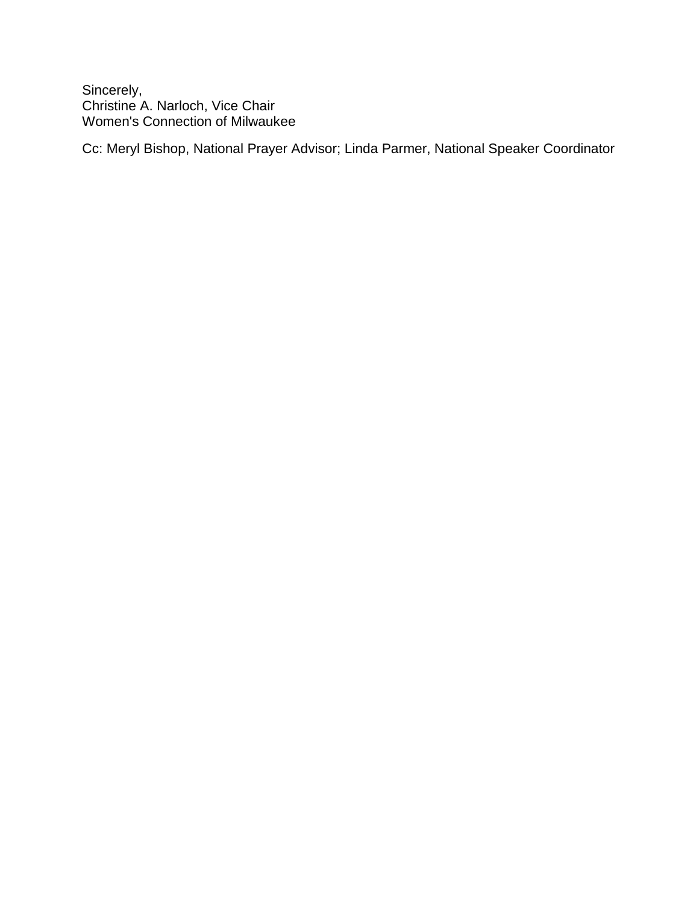Sincerely,
Christine A. Narloch, Vice Chair
Women's Connection of Milwaukee

Cc: Meryl Bishop, National Prayer Advisor; Linda Parmer, National Speaker Coordinator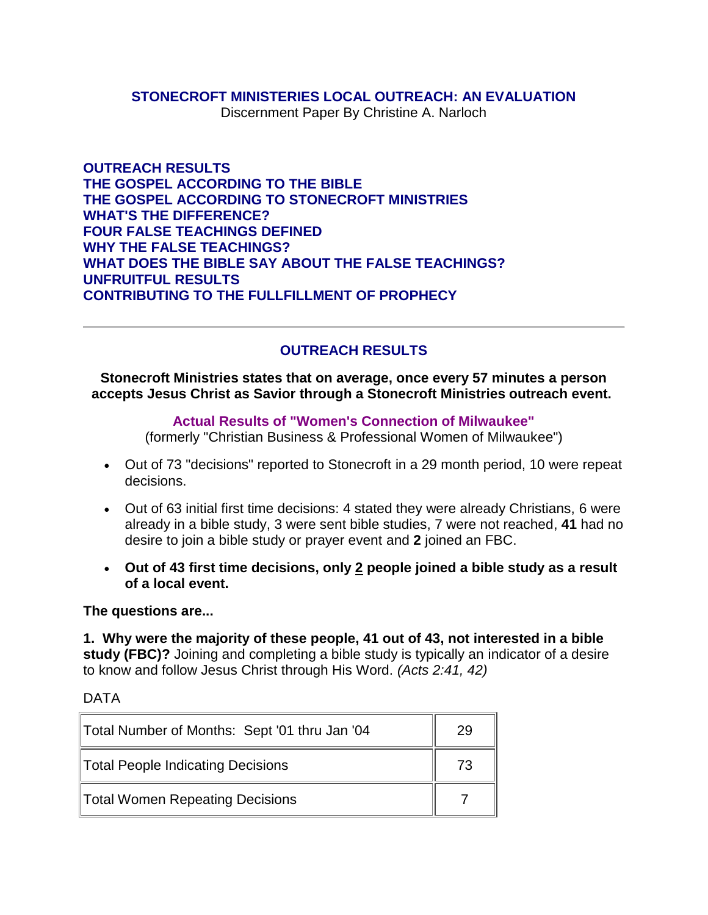## STONECROFT MINISTERIES LOCAL OUTREACH: AN EVALUATION

Discernment Paper By Christine A. Narloch

**OUTREACH RESULTS**
**THE GOSPEL ACCORDING TO THE BIBLE**
**THE GOSPEL ACCORDING TO STONECROFT MINISTRIES**
**WHAT'S THE DIFFERENCE?**
**FOUR FALSE TEACHINGS DEFINED**
**WHY THE FALSE TEACHINGS?**
**WHAT DOES THE BIBLE SAY ABOUT THE FALSE TEACHINGS?**
**UNFRUITFUL RESULTS**
**CONTRIBUTING TO THE FULLFILLMENT OF PROPHECY**

---

### OUTREACH RESULTS

**Stonecroft Ministries states that on average, once every 57 minutes a person accepts Jesus Christ as Savior through a Stonecroft Ministries outreach event.**

**Actual Results of "Women's Connection of Milwaukee"**
(formerly "Christian Business & Professional Women of Milwaukee")

- Out of 73 "decisions" reported to Stonecroft in a 29 month period, 10 were repeat decisions.
- Out of 63 initial first time decisions: 4 stated they were already Christians, 6 were already in a bible study, 3 were sent bible studies, 7 were not reached, **41** had no desire to join a bible study or prayer event and **2** joined an FBC.
- **Out of 43 first time decisions, only 2 people joined a bible study as a result of a local event.**

**The questions are...**

**1. Why were the majority of these people, 41 out of 43, not interested in a bible study (FBC)?** Joining and completing a bible study is typically an indicator of a desire to know and follow Jesus Christ through His Word. *(Acts 2:41, 42)*

DATA

| | |
|---|---|
| Total Number of Months: Sept '01 thru Jan '04 | 29 |
| Total People Indicating Decisions | 73 |
| Total Women Repeating Decisions | 7 |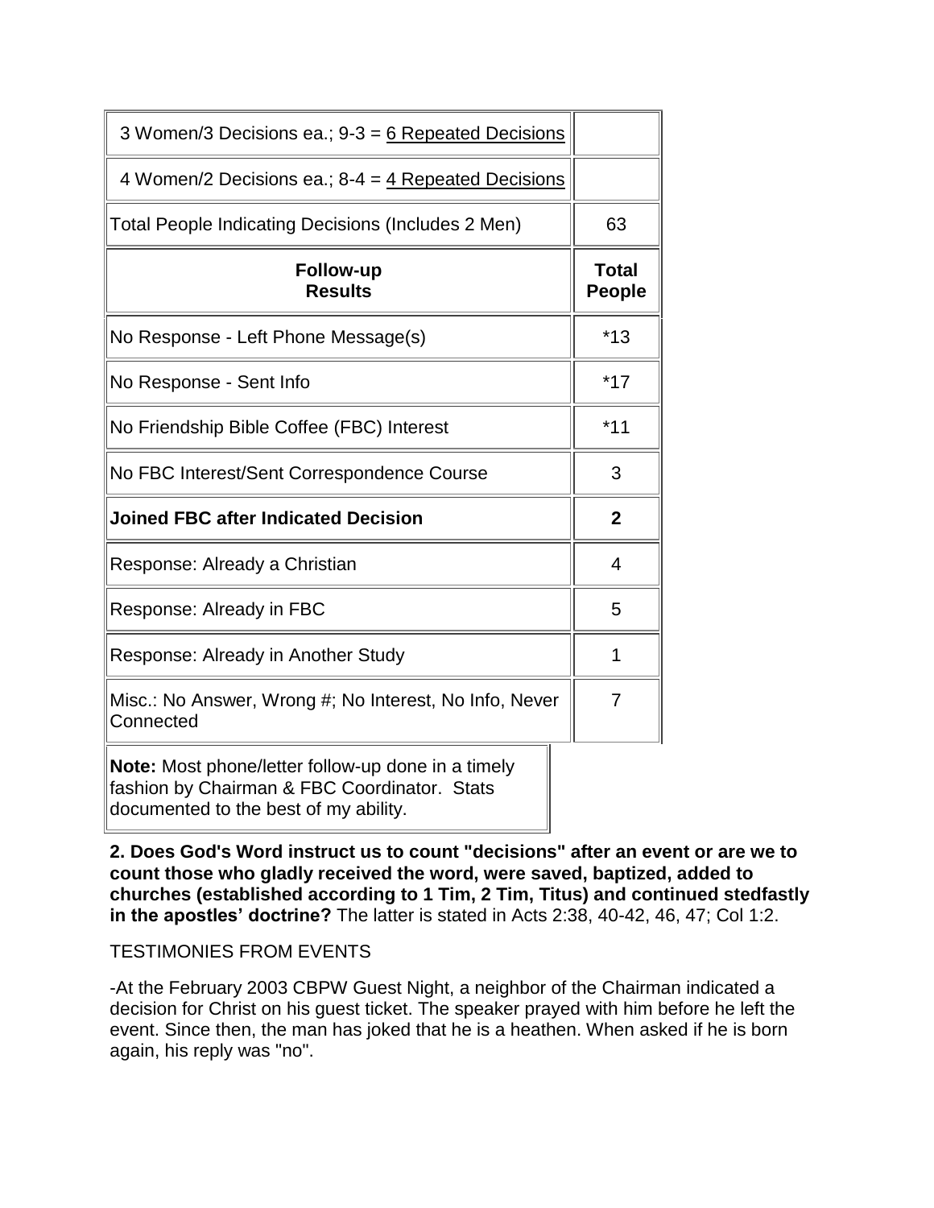| | |
|---|---|
| 3 Women/3 Decisions ea.; 9-3 = 6 Repeated Decisions | |
| 4 Women/2 Decisions ea.; 8-4 = 4 Repeated Decisions | |
| Total People Indicating Decisions (Includes 2 Men) | 63 |
| **Follow-up Results** | **Total People** |
| No Response - Left Phone Message(s) | *13 |
| No Response - Sent Info | *17 |
| No Friendship Bible Coffee (FBC) Interest | *11 |
| No FBC Interest/Sent Correspondence Course | 3 |
| **Joined FBC after Indicated Decision** | **2** |
| Response: Already a Christian | 4 |
| Response: Already in FBC | 5 |
| Response: Already in Another Study | 1 |
| Misc.: No Answer, Wrong #; No Interest, No Info, Never Connected | 7 |

**Note:** Most phone/letter follow-up done in a timely fashion by Chairman & FBC Coordinator. Stats documented to the best of my ability.

**2. Does God's Word instruct us to count "decisions" after an event or are we to count those who gladly received the word, were saved, baptized, added to churches (established according to 1 Tim, 2 Tim, Titus) and continued stedfastly in the apostles' doctrine?** The latter is stated in Acts 2:38, 40-42, 46, 47; Col 1:2.

TESTIMONIES FROM EVENTS

-At the February 2003 CBPW Guest Night, a neighbor of the Chairman indicated a decision for Christ on his guest ticket. The speaker prayed with him before he left the event. Since then, the man has joked that he is a heathen. When asked if he is born again, his reply was "no".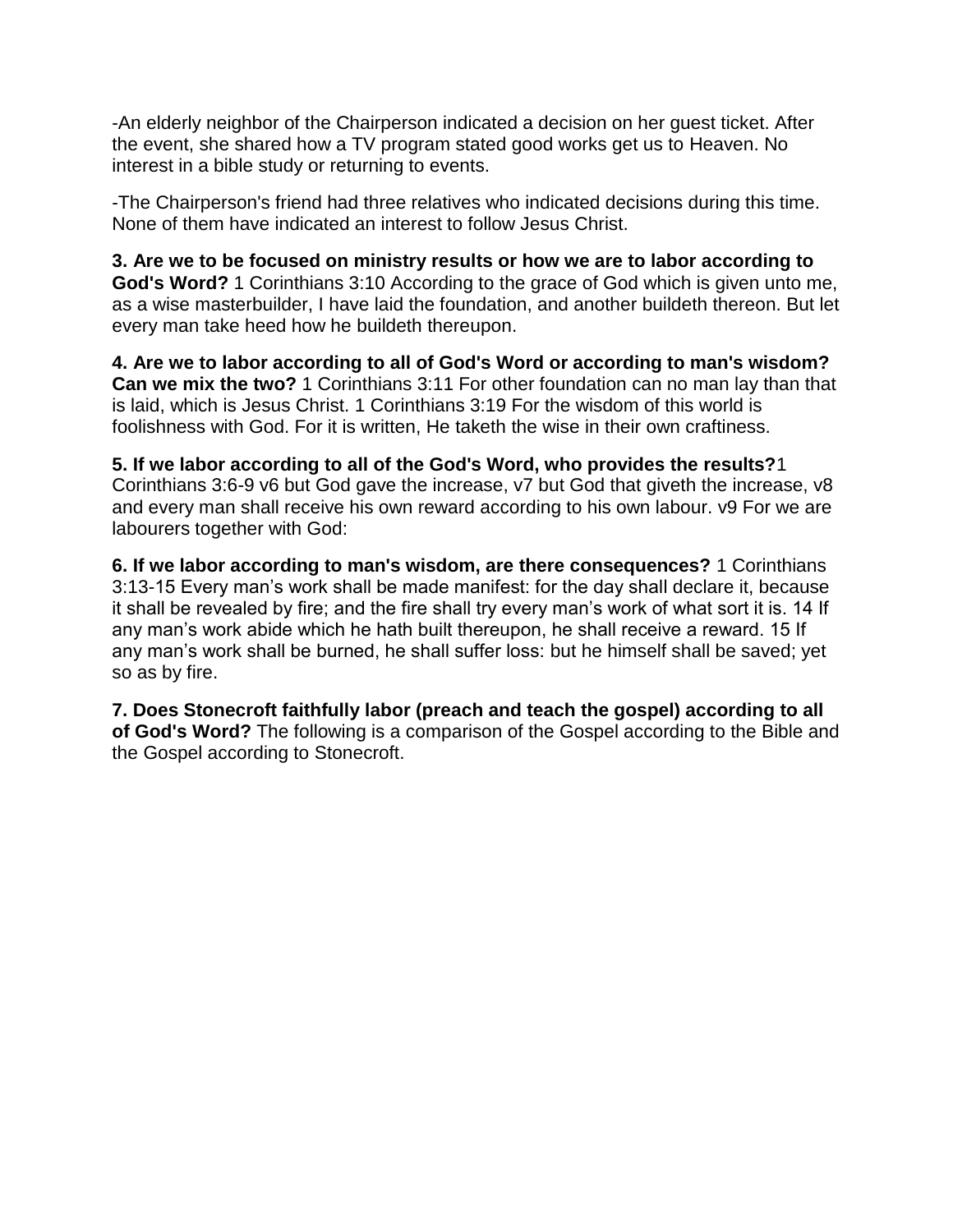-An elderly neighbor of the Chairperson indicated a decision on her guest ticket. After the event, she shared how a TV program stated good works get us to Heaven. No interest in a bible study or returning to events.

-The Chairperson's friend had three relatives who indicated decisions during this time. None of them have indicated an interest to follow Jesus Christ.

**3. Are we to be focused on ministry results or how we are to labor according to God's Word?** 1 Corinthians 3:10 According to the grace of God which is given unto me, as a wise masterbuilder, I have laid the foundation, and another buildeth thereon. But let every man take heed how he buildeth thereupon.

**4. Are we to labor according to all of God's Word or according to man's wisdom? Can we mix the two?** 1 Corinthians 3:11 For other foundation can no man lay than that is laid, which is Jesus Christ. 1 Corinthians 3:19 For the wisdom of this world is foolishness with God. For it is written, He taketh the wise in their own craftiness.

**5. If we labor according to all of the God's Word, who provides the results?**1 Corinthians 3:6-9 v6 but God gave the increase, v7 but God that giveth the increase, v8 and every man shall receive his own reward according to his own labour. v9 For we are labourers together with God:

**6. If we labor according to man's wisdom, are there consequences?** 1 Corinthians 3:13-15 Every man's work shall be made manifest: for the day shall declare it, because it shall be revealed by fire; and the fire shall try every man's work of what sort it is. 14 If any man's work abide which he hath built thereupon, he shall receive a reward. 15 If any man's work shall be burned, he shall suffer loss: but he himself shall be saved; yet so as by fire.

**7. Does Stonecroft faithfully labor (preach and teach the gospel) according to all of God's Word?** The following is a comparison of the Gospel according to the Bible and the Gospel according to Stonecroft.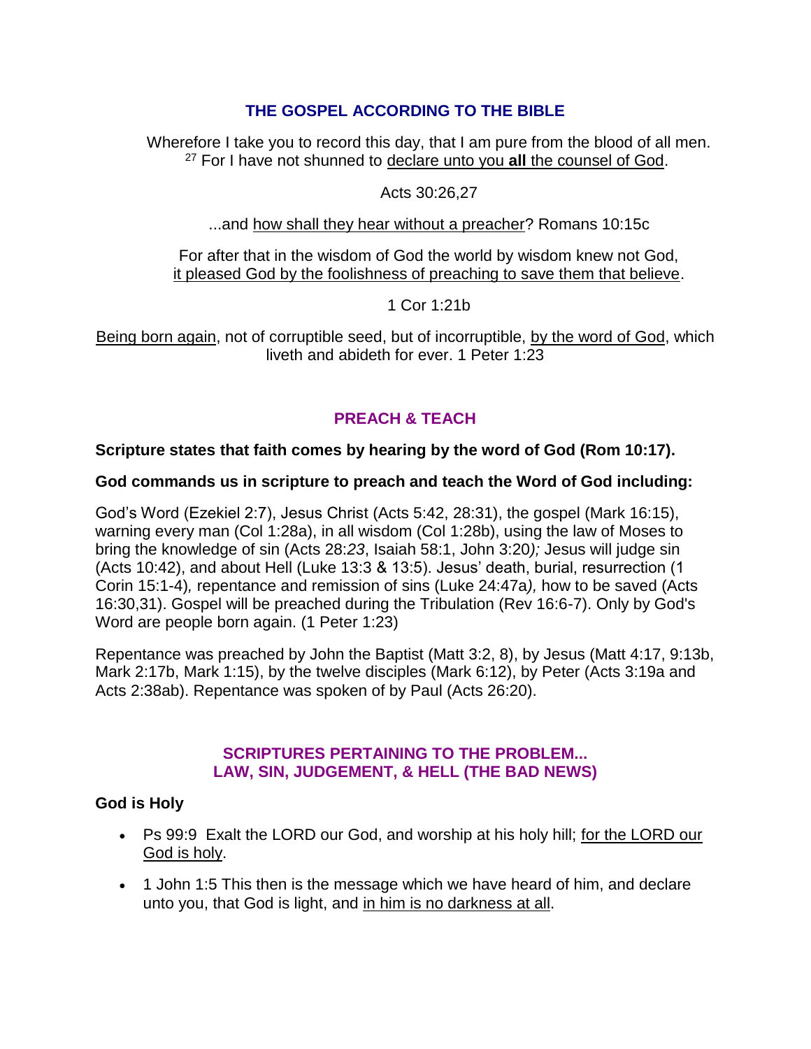## THE GOSPEL ACCORDING TO THE BIBLE

Wherefore I take you to record this day, that I am pure from the blood of all men. [27] For I have not shunned to declare unto you **all** the counsel of God.

Acts 30:26,27

...and how shall they hear without a preacher? Romans 10:15c

For after that in the wisdom of God the world by wisdom knew not God, it pleased God by the foolishness of preaching to save them that believe.

1 Cor 1:21b

Being born again, not of corruptible seed, but of incorruptible, by the word of God, which liveth and abideth for ever. 1 Peter 1:23

## PREACH & TEACH

**Scripture states that faith comes by hearing by the word of God (Rom 10:17).**

**God commands us in scripture to preach and teach the Word of God including:**

God's Word (Ezekiel 2:7), Jesus Christ (Acts 5:42, 28:31), the gospel (Mark 16:15), warning every man (Col 1:28a), in all wisdom (Col 1:28b), using the law of Moses to bring the knowledge of sin (Acts 28:*23*, Isaiah 58:1, John 3:20*);* Jesus will judge sin (Acts 10:42), and about Hell (Luke 13:3 & 13:5). Jesus' death, burial, resurrection (1 Corin 15:1-4)*,* repentance and remission of sins (Luke 24:47a*),* how to be saved (Acts 16:30,31). Gospel will be preached during the Tribulation (Rev 16:6-7). Only by God's Word are people born again. (1 Peter 1:23)

Repentance was preached by John the Baptist (Matt 3:2, 8), by Jesus (Matt 4:17, 9:13b, Mark 2:17b, Mark 1:15), by the twelve disciples (Mark 6:12), by Peter (Acts 3:19a and Acts 2:38ab). Repentance was spoken of by Paul (Acts 26:20).

## SCRIPTURES PERTAINING TO THE PROBLEM... LAW, SIN, JUDGEMENT, & HELL (THE BAD NEWS)

**God is Holy**

- Ps 99:9 Exalt the LORD our God, and worship at his holy hill; for the LORD our God is holy.
- 1 John 1:5 This then is the message which we have heard of him, and declare unto you, that God is light, and in him is no darkness at all.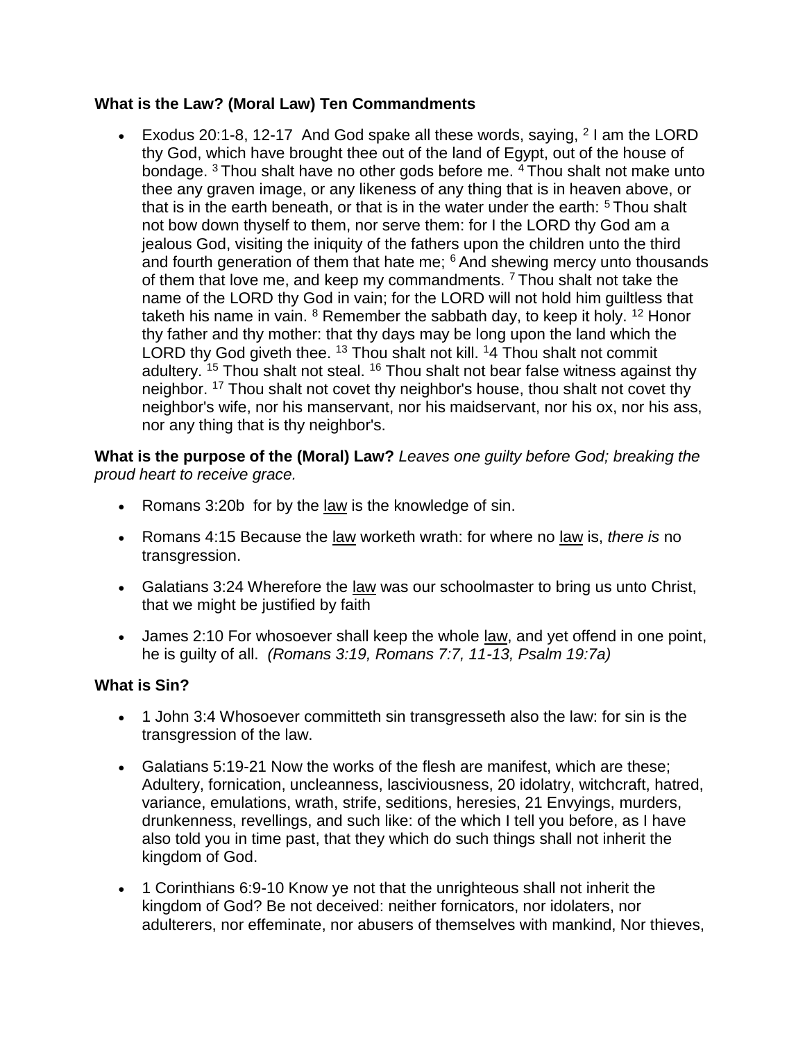**What is the Law? (Moral Law) Ten Commandments**

- Exodus 20:1-8, 12-17 And God spake all these words, saying, [2] I am the LORD thy God, which have brought thee out of the land of Egypt, out of the house of bondage. [3] Thou shalt have no other gods before me. [4] Thou shalt not make unto thee any graven image, or any likeness of any thing that is in heaven above, or that is in the earth beneath, or that is in the water under the earth: [5] Thou shalt not bow down thyself to them, nor serve them: for I the LORD thy God am a jealous God, visiting the iniquity of the fathers upon the children unto the third and fourth generation of them that hate me; [6] And shewing mercy unto thousands of them that love me, and keep my commandments. [7] Thou shalt not take the name of the LORD thy God in vain; for the LORD will not hold him guiltless that taketh his name in vain. [8] Remember the sabbath day, to keep it holy. [12] Honor thy father and thy mother: that thy days may be long upon the land which the LORD thy God giveth thee. [13] Thou shalt not kill. [1]4 Thou shalt not commit adultery. [15] Thou shalt not steal. [16] Thou shalt not bear false witness against thy neighbor. [17] Thou shalt not covet thy neighbor's house, thou shalt not covet thy neighbor's wife, nor his manservant, nor his maidservant, nor his ox, nor his ass, nor any thing that is thy neighbor's.

**What is the purpose of the (Moral) Law?** *Leaves one guilty before God; breaking the proud heart to receive grace.*

- Romans 3:20b for by the <u>law</u> is the knowledge of sin.
- Romans 4:15 Because the <u>law</u> worketh wrath: for where no <u>law</u> is, *there is* no transgression.
- Galatians 3:24 Wherefore the <u>law</u> was our schoolmaster to bring us unto Christ, that we might be justified by faith
- James 2:10 For whosoever shall keep the whole <u>law</u>, and yet offend in one point, he is guilty of all. *(Romans 3:19, Romans 7:7, 11-13, Psalm 19:7a)*

**What is Sin?**

- 1 John 3:4 Whosoever committeth sin transgresseth also the law: for sin is the transgression of the law.
- Galatians 5:19-21 Now the works of the flesh are manifest, which are these; Adultery, fornication, uncleanness, lasciviousness, 20 idolatry, witchcraft, hatred, variance, emulations, wrath, strife, seditions, heresies, 21 Envyings, murders, drunkenness, revellings, and such like: of the which I tell you before, as I have also told you in time past, that they which do such things shall not inherit the kingdom of God.
- 1 Corinthians 6:9-10 Know ye not that the unrighteous shall not inherit the kingdom of God? Be not deceived: neither fornicators, nor idolaters, nor adulterers, nor effeminate, nor abusers of themselves with mankind, Nor thieves,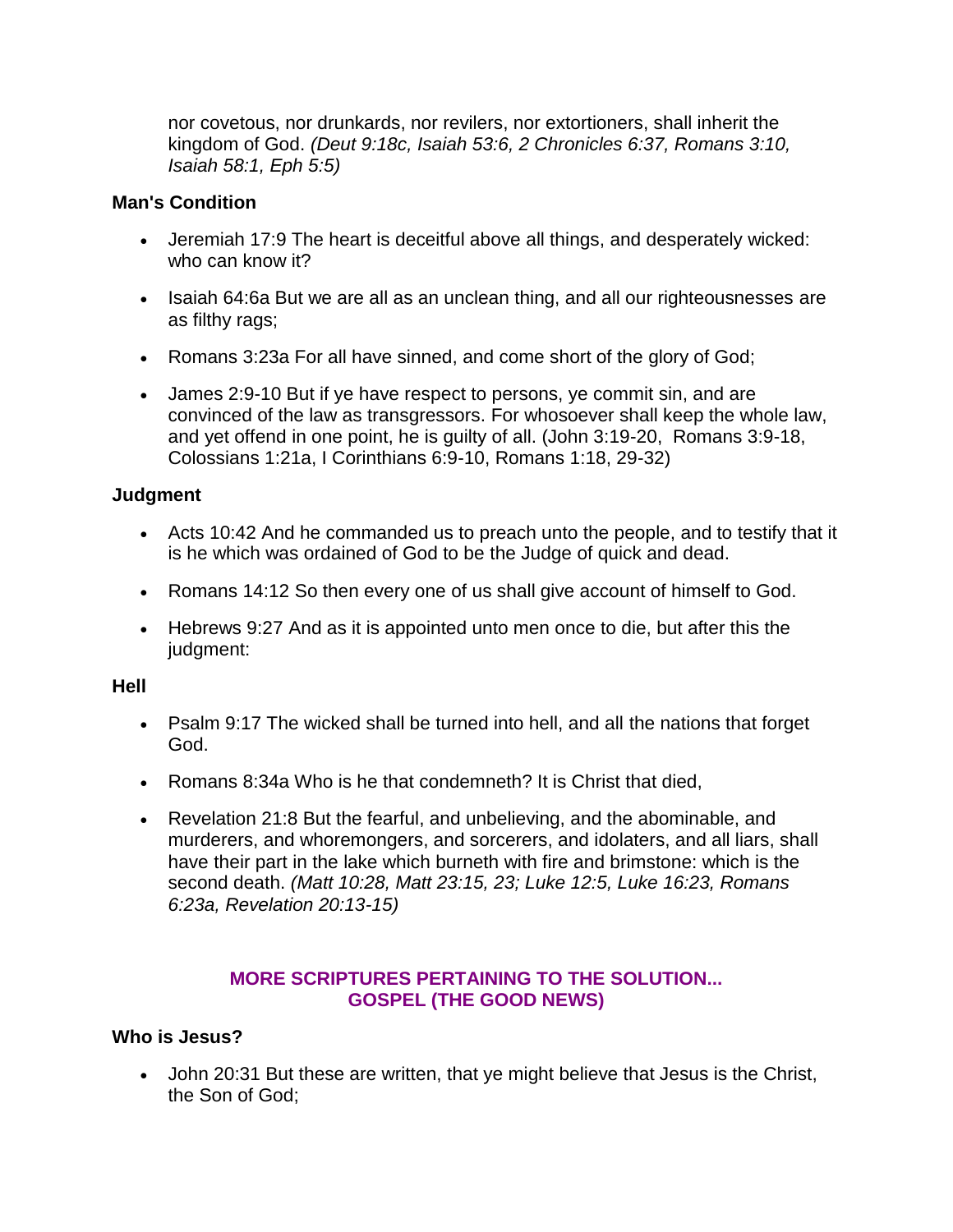nor covetous, nor drunkards, nor revilers, nor extortioners, shall inherit the kingdom of God. *(Deut 9:18c, Isaiah 53:6, 2 Chronicles 6:37, Romans 3:10, Isaiah 58:1, Eph 5:5)*

**Man's Condition**

- Jeremiah 17:9 The heart is deceitful above all things, and desperately wicked: who can know it?
- Isaiah 64:6a But we are all as an unclean thing, and all our righteousnesses are as filthy rags;
- Romans 3:23a For all have sinned, and come short of the glory of God;
- James 2:9-10 But if ye have respect to persons, ye commit sin, and are convinced of the law as transgressors. For whosoever shall keep the whole law, and yet offend in one point, he is guilty of all. (John 3:19-20, Romans 3:9-18, Colossians 1:21a, I Corinthians 6:9-10, Romans 1:18, 29-32)

**Judgment**

- Acts 10:42 And he commanded us to preach unto the people, and to testify that it is he which was ordained of God to be the Judge of quick and dead.
- Romans 14:12 So then every one of us shall give account of himself to God.
- Hebrews 9:27 And as it is appointed unto men once to die, but after this the judgment:

**Hell**

- Psalm 9:17 The wicked shall be turned into hell, and all the nations that forget God.
- Romans 8:34a Who is he that condemneth? It is Christ that died,
- Revelation 21:8 But the fearful, and unbelieving, and the abominable, and murderers, and whoremongers, and sorcerers, and idolaters, and all liars, shall have their part in the lake which burneth with fire and brimstone: which is the second death. *(Matt 10:28, Matt 23:15, 23; Luke 12:5, Luke 16:23, Romans 6:23a, Revelation 20:13-15)*

**MORE SCRIPTURES PERTAINING TO THE SOLUTION...**
**GOSPEL (THE GOOD NEWS)**

**Who is Jesus?**

- John 20:31 But these are written, that ye might believe that Jesus is the Christ, the Son of God;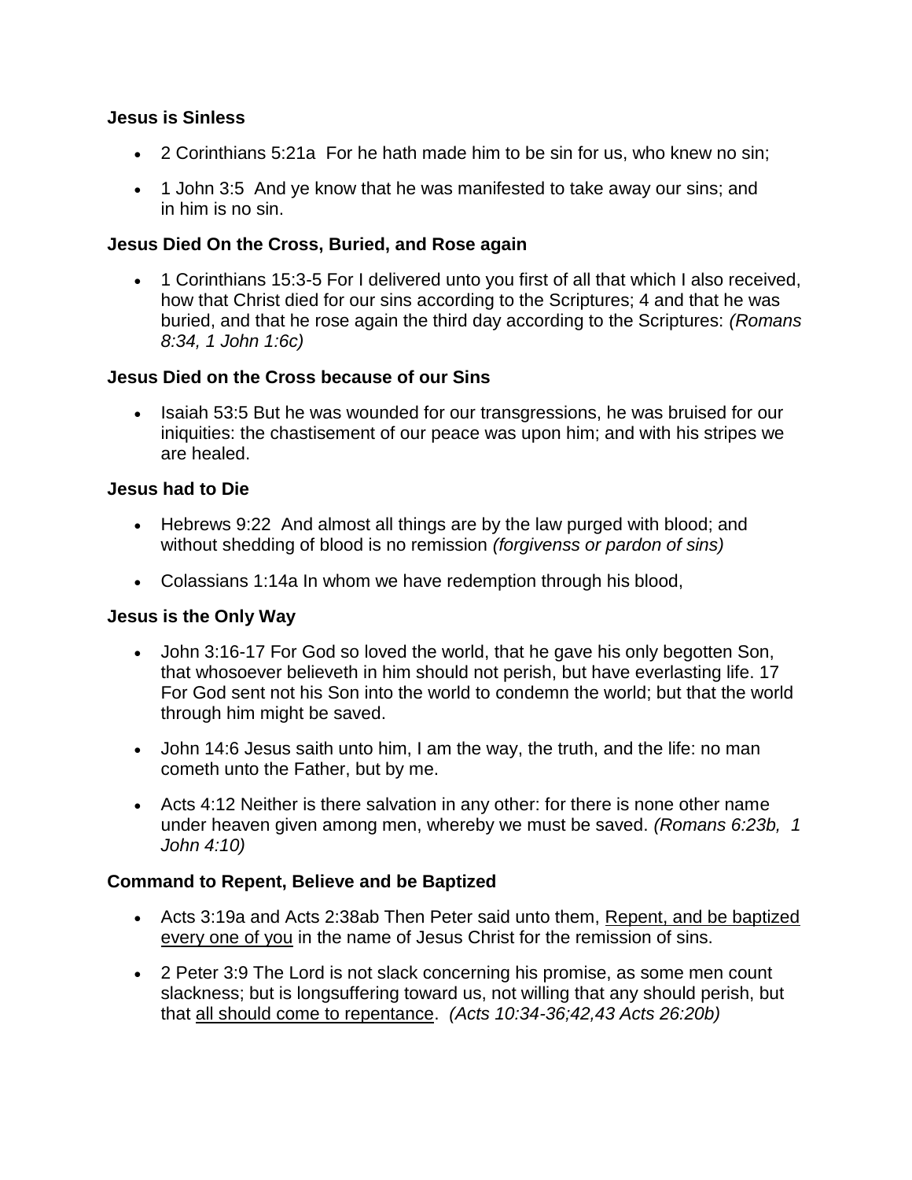**Jesus is Sinless**

- 2 Corinthians 5:21a For he hath made him to be sin for us, who knew no sin;
- 1 John 3:5 And ye know that he was manifested to take away our sins; and in him is no sin.

**Jesus Died On the Cross, Buried, and Rose again**

- 1 Corinthians 15:3-5 For I delivered unto you first of all that which I also received, how that Christ died for our sins according to the Scriptures; 4 and that he was buried, and that he rose again the third day according to the Scriptures: *(Romans 8:34, 1 John 1:6c)*

**Jesus Died on the Cross because of our Sins**

- Isaiah 53:5 But he was wounded for our transgressions, he was bruised for our iniquities: the chastisement of our peace was upon him; and with his stripes we are healed.

**Jesus had to Die**

- Hebrews 9:22 And almost all things are by the law purged with blood; and without shedding of blood is no remission *(forgivenss or pardon of sins)*
- Colassians 1:14a In whom we have redemption through his blood,

**Jesus is the Only Way**

- John 3:16-17 For God so loved the world, that he gave his only begotten Son, that whosoever believeth in him should not perish, but have everlasting life. 17 For God sent not his Son into the world to condemn the world; but that the world through him might be saved.
- John 14:6 Jesus saith unto him, I am the way, the truth, and the life: no man cometh unto the Father, but by me.
- Acts 4:12 Neither is there salvation in any other: for there is none other name under heaven given among men, whereby we must be saved. *(Romans 6:23b, 1 John 4:10)*

**Command to Repent, Believe and be Baptized**

- Acts 3:19a and Acts 2:38ab Then Peter said unto them, <u>Repent, and be baptized every one of you</u> in the name of Jesus Christ for the remission of sins.
- 2 Peter 3:9 The Lord is not slack concerning his promise, as some men count slackness; but is longsuffering toward us, not willing that any should perish, but that <u>all should come to repentance</u>. *(Acts 10:34-36;42,43 Acts 26:20b)*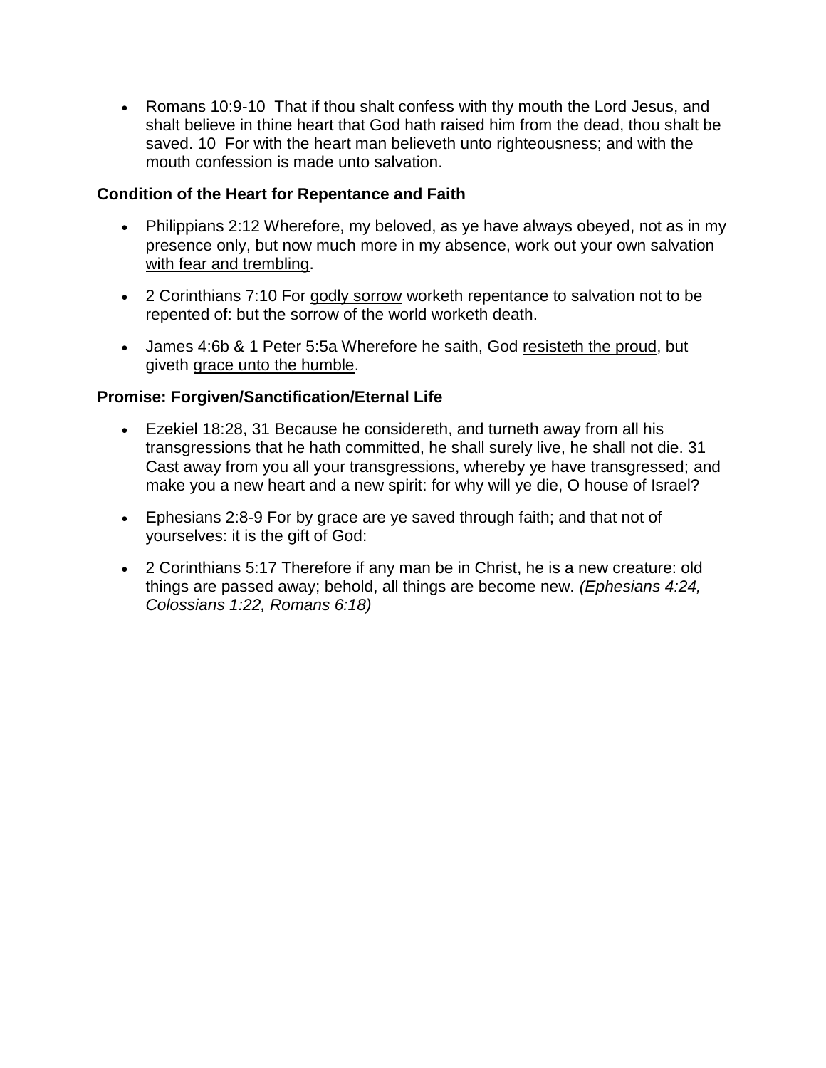- Romans 10:9-10  That if thou shalt confess with thy mouth the Lord Jesus, and shalt believe in thine heart that God hath raised him from the dead, thou shalt be saved. 10  For with the heart man believeth unto righteousness; and with the mouth confession is made unto salvation.

**Condition of the Heart for Repentance and Faith**

- Philippians 2:12 Wherefore, my beloved, as ye have always obeyed, not as in my presence only, but now much more in my absence, work out your own salvation <u>with fear and trembling</u>.
- 2 Corinthians 7:10 For <u>godly sorrow</u> worketh repentance to salvation not to be repented of: but the sorrow of the world worketh death.
- James 4:6b & 1 Peter 5:5a Wherefore he saith, God <u>resisteth the proud</u>, but giveth <u>grace unto the humble</u>.

**Promise: Forgiven/Sanctification/Eternal Life**

- Ezekiel 18:28, 31 Because he considereth, and turneth away from all his transgressions that he hath committed, he shall surely live, he shall not die. 31 Cast away from you all your transgressions, whereby ye have transgressed; and make you a new heart and a new spirit: for why will ye die, O house of Israel?
- Ephesians 2:8-9 For by grace are ye saved through faith; and that not of yourselves: it is the gift of God:
- 2 Corinthians 5:17 Therefore if any man be in Christ, he is a new creature: old things are passed away; behold, all things are become new. *(Ephesians 4:24, Colossians 1:22, Romans 6:18)*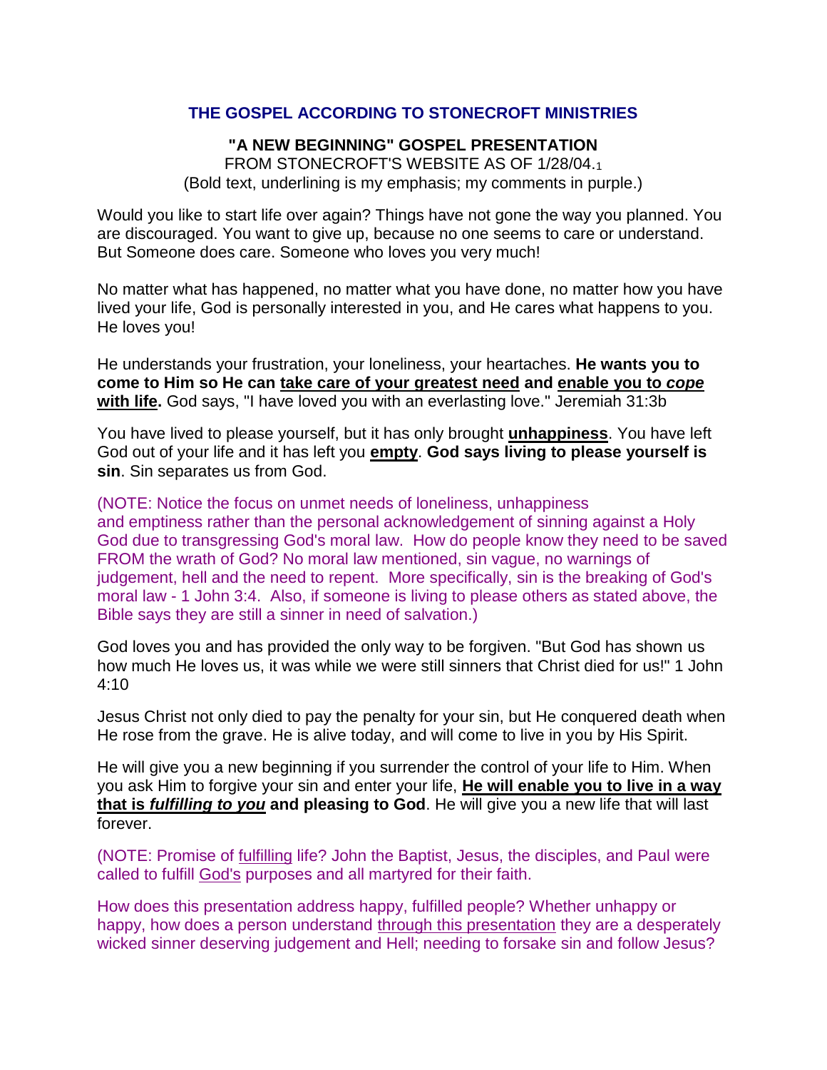## THE GOSPEL ACCORDING TO STONECROFT MINISTRIES

**"A NEW BEGINNING" GOSPEL PRESENTATION**
FROM STONECROFT'S WEBSITE AS OF 1/28/04.[1]
(Bold text, underlining is my emphasis; my comments in purple.)

Would you like to start life over again? Things have not gone the way you planned. You are discouraged. You want to give up, because no one seems to care or understand. But Someone does care. Someone who loves you very much!

No matter what has happened, no matter what you have done, no matter how you have lived your life, God is personally interested in you, and He cares what happens to you. He loves you!

He understands your frustration, your loneliness, your heartaches. **He wants you to come to Him so He can <u>take care of your greatest need</u> and <u>enable you to *cope* with life</u>.** God says, "I have loved you with an everlasting love." Jeremiah 31:3b

You have lived to please yourself, but it has only brought **<u>unhappiness</u>**. You have left God out of your life and it has left you **<u>empty</u>**. **God says living to please yourself is sin**. Sin separates us from God.

(NOTE: Notice the focus on unmet needs of loneliness, unhappiness and emptiness rather than the personal acknowledgement of sinning against a Holy God due to transgressing God's moral law. How do people know they need to be saved FROM the wrath of God? No moral law mentioned, sin vague, no warnings of judgement, hell and the need to repent. More specifically, sin is the breaking of God's moral law - 1 John 3:4. Also, if someone is living to please others as stated above, the Bible says they are still a sinner in need of salvation.)

God loves you and has provided the only way to be forgiven. "But God has shown us how much He loves us, it was while we were still sinners that Christ died for us!" 1 John 4:10

Jesus Christ not only died to pay the penalty for your sin, but He conquered death when He rose from the grave. He is alive today, and will come to live in you by His Spirit.

He will give you a new beginning if you surrender the control of your life to Him. When you ask Him to forgive your sin and enter your life, **<u>He will enable you to live in a way that is *fulfilling to you*</u> and pleasing to God**. He will give you a new life that will last forever.

(NOTE: Promise of <u>fulfilling</u> life? John the Baptist, Jesus, the disciples, and Paul were called to fulfill <u>God's</u> purposes and all martyred for their faith.

How does this presentation address happy, fulfilled people? Whether unhappy or happy, how does a person understand <u>through this presentation</u> they are a desperately wicked sinner deserving judgement and Hell; needing to forsake sin and follow Jesus?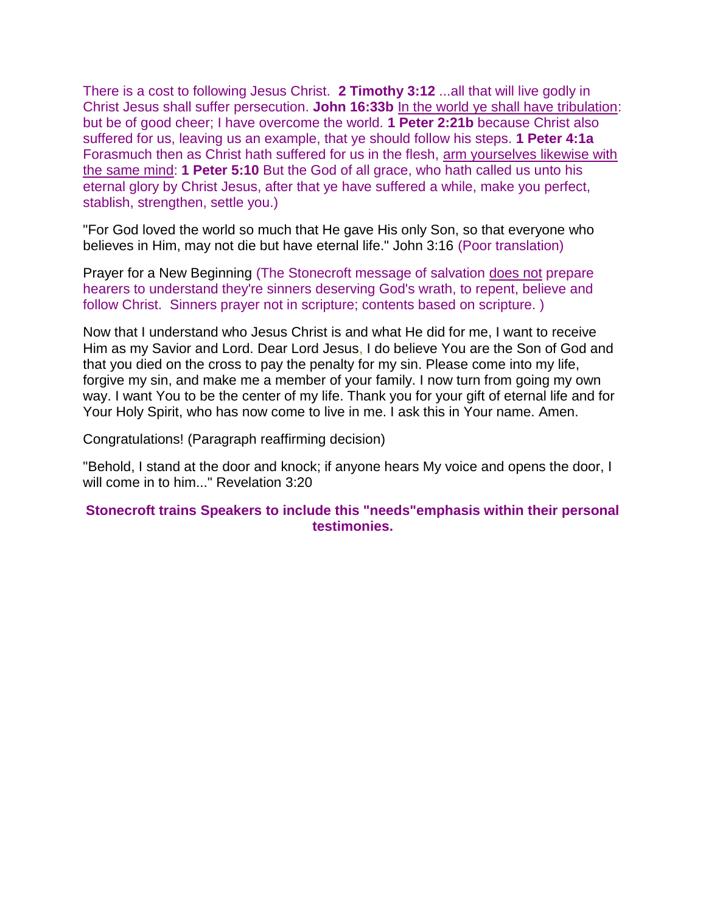There is a cost to following Jesus Christ. **2 Timothy 3:12** ...all that will live godly in Christ Jesus shall suffer persecution. **John 16:33b** In the world ye shall have tribulation: but be of good cheer; I have overcome the world. **1 Peter 2:21b** because Christ also suffered for us, leaving us an example, that ye should follow his steps. **1 Peter 4:1a** Forasmuch then as Christ hath suffered for us in the flesh, arm yourselves likewise with the same mind: **1 Peter 5:10** But the God of all grace, who hath called us unto his eternal glory by Christ Jesus, after that ye have suffered a while, make you perfect, stablish, strengthen, settle you.)

"For God loved the world so much that He gave His only Son, so that everyone who believes in Him, may not die but have eternal life." John 3:16 (Poor translation)

Prayer for a New Beginning (The Stonecroft message of salvation does not prepare hearers to understand they're sinners deserving God's wrath, to repent, believe and follow Christ. Sinners prayer not in scripture; contents based on scripture. )

Now that I understand who Jesus Christ is and what He did for me, I want to receive Him as my Savior and Lord. Dear Lord Jesus, I do believe You are the Son of God and that you died on the cross to pay the penalty for my sin. Please come into my life, forgive my sin, and make me a member of your family. I now turn from going my own way. I want You to be the center of my life. Thank you for your gift of eternal life and for Your Holy Spirit, who has now come to live in me. I ask this in Your name. Amen.

Congratulations! (Paragraph reaffirming decision)

"Behold, I stand at the door and knock; if anyone hears My voice and opens the door, I will come in to him..." Revelation 3:20

**Stonecroft trains Speakers to include this "needs"emphasis within their personal testimonies.**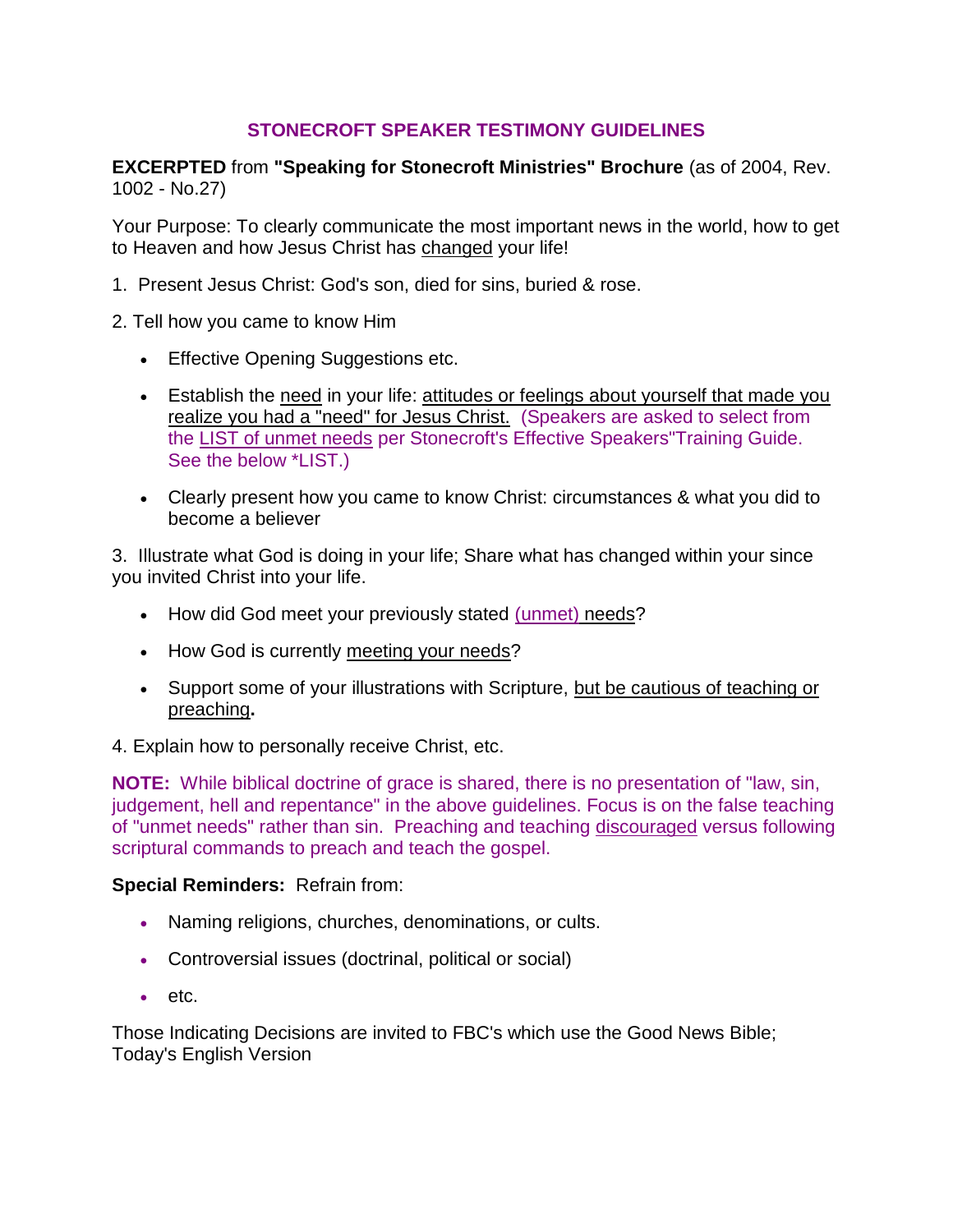## STONECROFT SPEAKER TESTIMONY GUIDELINES

**EXCERPTED** from **"Speaking for Stonecroft Ministries" Brochure** (as of 2004, Rev. 1002 - No.27)

Your Purpose: To clearly communicate the most important news in the world, how to get to Heaven and how Jesus Christ has changed your life!

1. Present Jesus Christ: God's son, died for sins, buried & rose.

2. Tell how you came to know Him

- Effective Opening Suggestions etc.
- Establish the need in your life: attitudes or feelings about yourself that made you realize you had a "need" for Jesus Christ. (Speakers are asked to select from the LIST of unmet needs per Stonecroft's Effective Speakers"Training Guide. See the below *LIST.)
- Clearly present how you came to know Christ: circumstances & what you did to become a believer

3. Illustrate what God is doing in your life; Share what has changed within your since you invited Christ into your life.

- How did God meet your previously stated (unmet) needs?
- How God is currently meeting your needs?
- Support some of your illustrations with Scripture, but be cautious of teaching or preaching**.**

4. Explain how to personally receive Christ, etc.

**NOTE:** While biblical doctrine of grace is shared, there is no presentation of "law, sin, judgement, hell and repentance" in the above guidelines. Focus is on the false teaching of "unmet needs" rather than sin. Preaching and teaching discouraged versus following scriptural commands to preach and teach the gospel.

**Special Reminders:** Refrain from:

- Naming religions, churches, denominations, or cults.
- Controversial issues (doctrinal, political or social)
- etc.

Those Indicating Decisions are invited to FBC's which use the Good News Bible; Today's English Version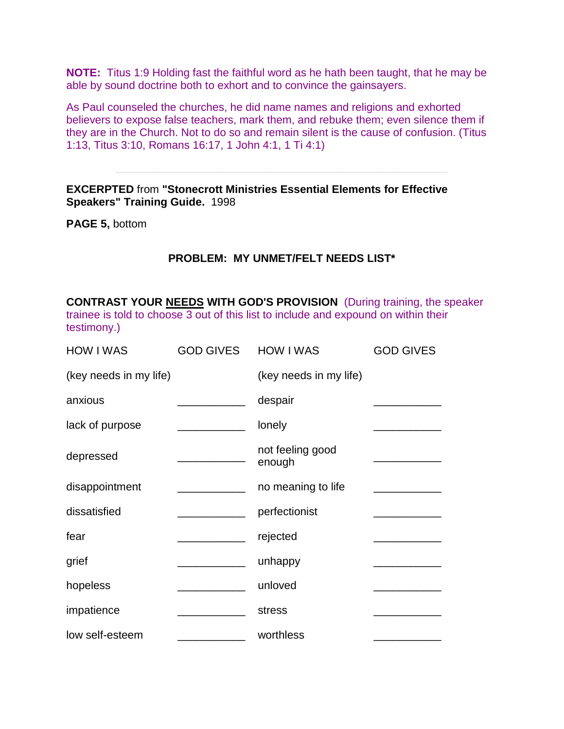**NOTE:** Titus 1:9 Holding fast the faithful word as he hath been taught, that he may be able by sound doctrine both to exhort and to convince the gainsayers.

As Paul counseled the churches, he did name names and religions and exhorted believers to expose false teachers, mark them, and rebuke them; even silence them if they are in the Church. Not to do so and remain silent is the cause of confusion. (Titus 1:13, Titus 3:10, Romans 16:17, 1 John 4:1, 1 Ti 4:1)

---

**EXCERPTED** from **"Stonecrott Ministries Essential Elements for Effective Speakers" Training Guide.** 1998

**PAGE 5,** bottom

**PROBLEM: MY UNMET/FELT NEEDS LIST***

**CONTRAST YOUR NEEDS WITH GOD'S PROVISION** (During training, the speaker trainee is told to choose 3 out of this list to include and expound on within their testimony.)

| HOW I WAS | GOD GIVES | HOW I WAS | GOD GIVES |
|---|---|---|---|
| (key needs in my life) | | (key needs in my life) | |
| anxious | ___________ | despair | ___________ |
| lack of purpose | ___________ | lonely | ___________ |
| depressed | ___________ | not feeling good enough | ___________ |
| disappointment | ___________ | no meaning to life | ___________ |
| dissatisfied | ___________ | perfectionist | ___________ |
| fear | ___________ | rejected | ___________ |
| grief | ___________ | unhappy | ___________ |
| hopeless | ___________ | unloved | ___________ |
| impatience | ___________ | stress | ___________ |
| low self-esteem | ___________ | worthless | ___________ |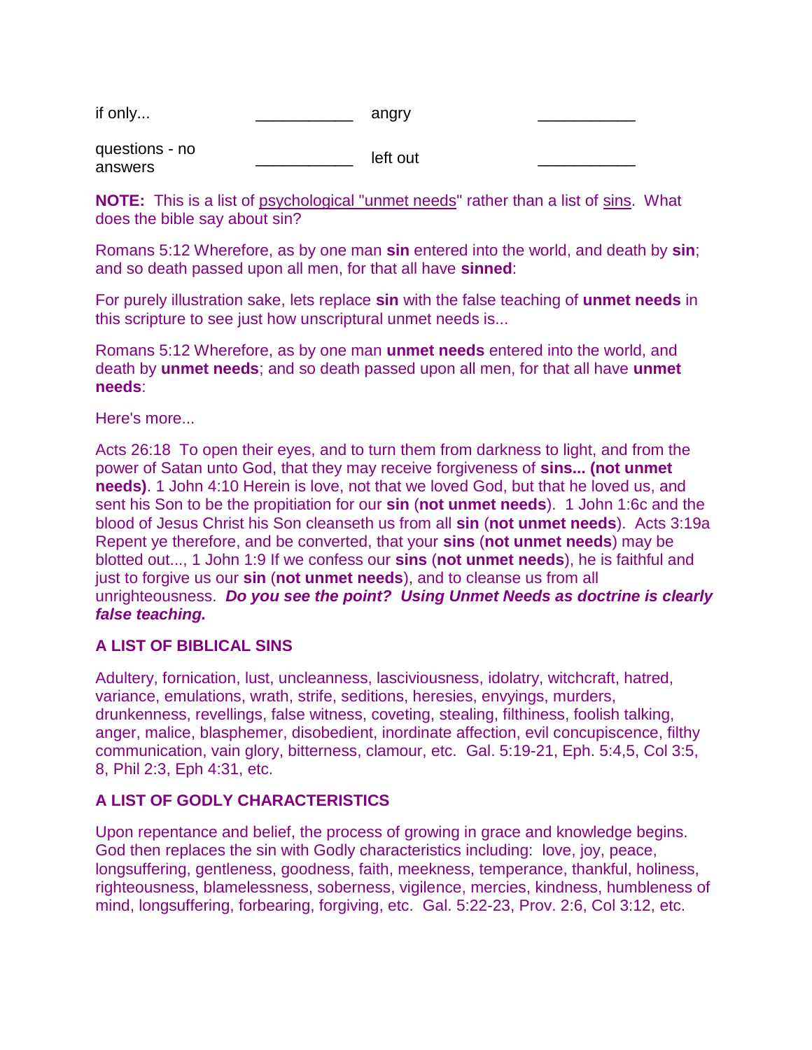| | | | |
|---|---|---|---|
| if only... | ___________ | angry | ___________ |
| questions - no answers | ___________ | left out | ___________ |

**NOTE:** This is a list of psychological "unmet needs" rather than a list of sins. What does the bible say about sin?

Romans 5:12 Wherefore, as by one man **sin** entered into the world, and death by **sin**; and so death passed upon all men, for that all have **sinned**:

For purely illustration sake, lets replace **sin** with the false teaching of **unmet needs** in this scripture to see just how unscriptural unmet needs is...

Romans 5:12 Wherefore, as by one man **unmet needs** entered into the world, and death by **unmet needs**; and so death passed upon all men, for that all have **unmet needs**:

Here's more...

Acts 26:18 To open their eyes, and to turn them from darkness to light, and from the power of Satan unto God, that they may receive forgiveness of **sins... (not unmet needs)**. 1 John 4:10 Herein is love, not that we loved God, but that he loved us, and sent his Son to be the propitiation for our **sin** (**not unmet needs**). 1 John 1:6c and the blood of Jesus Christ his Son cleanseth us from all **sin** (**not unmet needs**). Acts 3:19a Repent ye therefore, and be converted, that your **sins** (**not unmet needs**) may be blotted out..., 1 John 1:9 If we confess our **sins** (**not unmet needs**), he is faithful and just to forgive us our **sin** (**not unmet needs**), and to cleanse us from all unrighteousness. ***Do you see the point? Using Unmet Needs as doctrine is clearly false teaching.***

**A LIST OF BIBLICAL SINS**

Adultery, fornication, lust, uncleanness, lasciviousness, idolatry, witchcraft, hatred, variance, emulations, wrath, strife, seditions, heresies, envyings, murders, drunkenness, revellings, false witness, coveting, stealing, filthiness, foolish talking, anger, malice, blasphemer, disobedient, inordinate affection, evil concupiscence, filthy communication, vain glory, bitterness, clamour, etc. Gal. 5:19-21, Eph. 5:4,5, Col 3:5, 8, Phil 2:3, Eph 4:31, etc.

**A LIST OF GODLY CHARACTERISTICS**

Upon repentance and belief, the process of growing in grace and knowledge begins. God then replaces the sin with Godly characteristics including: love, joy, peace, longsuffering, gentleness, goodness, faith, meekness, temperance, thankful, holiness, righteousness, blamelessness, soberness, vigilence, mercies, kindness, humbleness of mind, longsuffering, forbearing, forgiving, etc. Gal. 5:22-23, Prov. 2:6, Col 3:12, etc.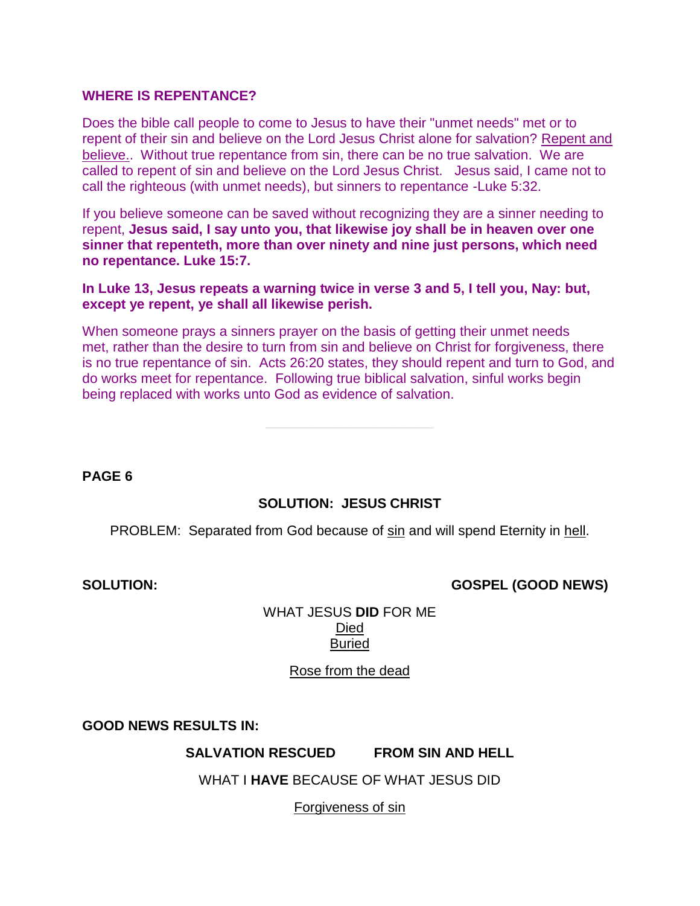## WHERE IS REPENTANCE?

Does the bible call people to come to Jesus to have their "unmet needs" met or to repent of their sin and believe on the Lord Jesus Christ alone for salvation? Repent and believe.. Without true repentance from sin, there can be no true salvation. We are called to repent of sin and believe on the Lord Jesus Christ. Jesus said, I came not to call the righteous (with unmet needs), but sinners to repentance -Luke 5:32.

If you believe someone can be saved without recognizing they are a sinner needing to repent, **Jesus said, I say unto you, that likewise joy shall be in heaven over one sinner that repenteth, more than over ninety and nine just persons, which need no repentance. Luke 15:7.**

**In Luke 13, Jesus repeats a warning twice in verse 3 and 5, I tell you, Nay: but, except ye repent, ye shall all likewise perish.**

When someone prays a sinners prayer on the basis of getting their unmet needs met, rather than the desire to turn from sin and believe on Christ for forgiveness, there is no true repentance of sin. Acts 26:20 states, they should repent and turn to God, and do works meet for repentance. Following true biblical salvation, sinful works begin being replaced with works unto God as evidence of salvation.

---

**PAGE 6**

**SOLUTION: JESUS CHRIST**

PROBLEM: Separated from God because of sin and will spend Eternity in hell.

**SOLUTION:** **GOSPEL (GOOD NEWS)**

WHAT JESUS **DID** FOR ME
Died
Buried

Rose from the dead

**GOOD NEWS RESULTS IN:**

**SALVATION RESCUED FROM SIN AND HELL**

WHAT I **HAVE** BECAUSE OF WHAT JESUS DID

Forgiveness of sin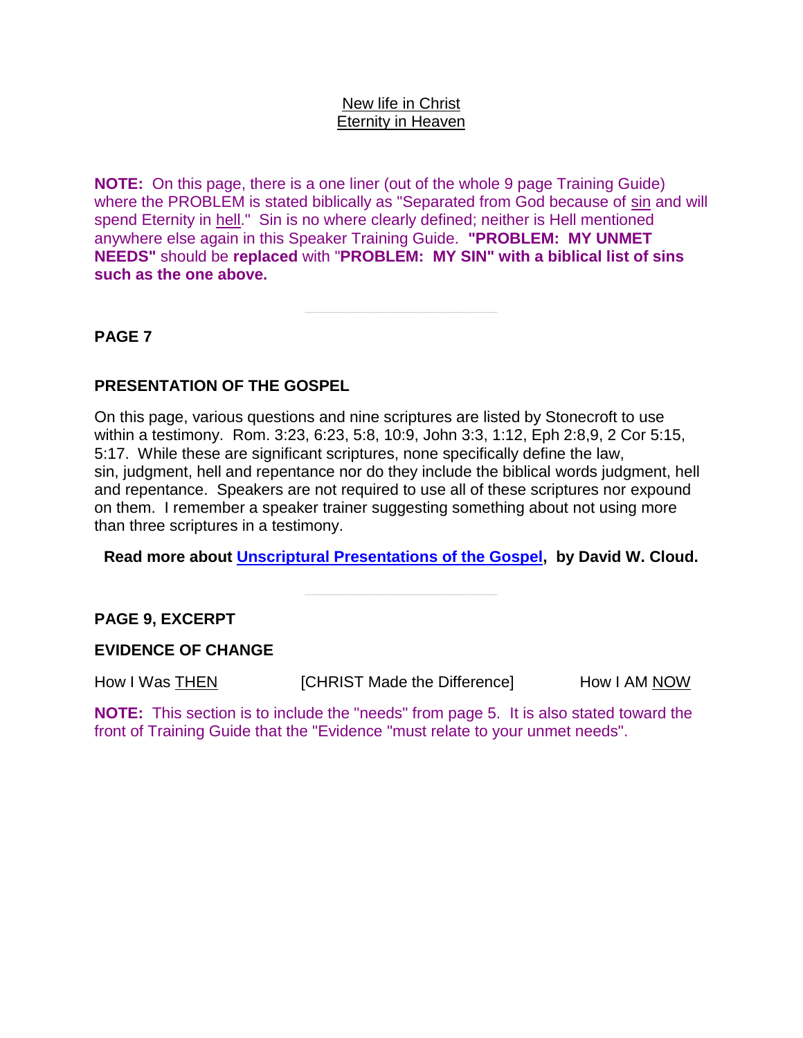<u>New life in Christ</u>
<u>Eternity in Heaven</u>

**NOTE:** On this page, there is a one liner (out of the whole 9 page Training Guide) where the PROBLEM is stated biblically as "Separated from God because of <u>sin</u> and will spend Eternity in <u>hell</u>." Sin is no where clearly defined; neither is Hell mentioned anywhere else again in this Speaker Training Guide. **"PROBLEM: MY UNMET NEEDS"** should be **replaced** with "**PROBLEM: MY SIN" with a biblical list of sins such as the one above.**

---

**PAGE 7**

**PRESENTATION OF THE GOSPEL**

On this page, various questions and nine scriptures are listed by Stonecroft to use within a testimony. Rom. 3:23, 6:23, 5:8, 10:9, John 3:3, 1:12, Eph 2:8,9, 2 Cor 5:15, 5:17. While these are significant scriptures, none specifically define the law, sin, judgment, hell and repentance nor do they include the biblical words judgment, hell and repentance. Speakers are not required to use all of these scriptures nor expound on them. I remember a speaker trainer suggesting something about not using more than three scriptures in a testimony.

**Read more about <u>Unscriptural Presentations of the Gospel</u>, by David W. Cloud.**

---

**PAGE 9, EXCERPT**

**EVIDENCE OF CHANGE**

How I Was <u>THEN</u> [CHRIST Made the Difference] How I AM <u>NOW</u>

**NOTE:** This section is to include the "needs" from page 5. It is also stated toward the front of Training Guide that the "Evidence "must relate to your unmet needs".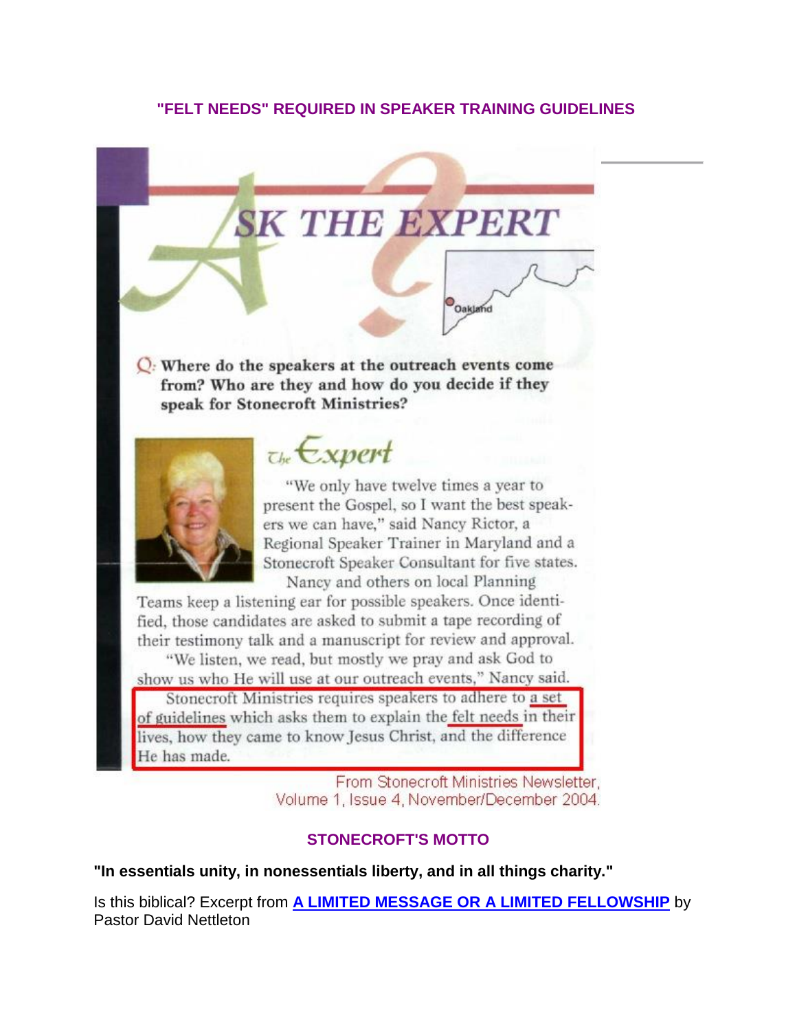## "FELT NEEDS" REQUIRED IN SPEAKER TRAINING GUIDELINES

# ASK THE EXPERT

Oakland

**Q: Where do the speakers at the outreach events come from? Who are they and how do you decide if they speak for Stonecroft Ministries?**

*The Expert*

"We only have twelve times a year to present the Gospel, so I want the best speakers we can have," said Nancy Rictor, a Regional Speaker Trainer in Maryland and a Stonecroft Speaker Consultant for five states.

Nancy and others on local Planning Teams keep a listening ear for possible speakers. Once identified, those candidates are asked to submit a tape recording of their testimony talk and a manuscript for review and approval.

"We listen, we read, but mostly we pray and ask God to show us who He will use at our outreach events," Nancy said.

Stonecroft Ministries requires speakers to adhere to a set of guidelines which asks them to explain the felt needs in their lives, how they came to know Jesus Christ, and the difference He has made.

From Stonecroft Ministries Newsletter, Volume 1, Issue 4, November/December 2004.

## STONECROFT'S MOTTO

**"In essentials unity, in nonessentials liberty, and in all things charity."**

Is this biblical? Excerpt from **A LIMITED MESSAGE OR A LIMITED FELLOWSHIP** by Pastor David Nettleton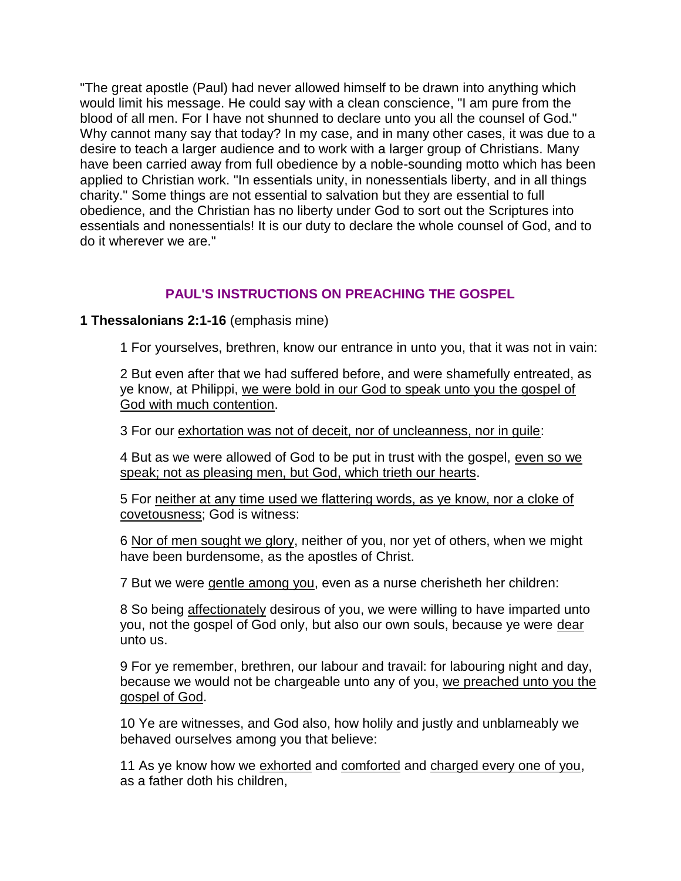"The great apostle (Paul) had never allowed himself to be drawn into anything which would limit his message. He could say with a clean conscience, "I am pure from the blood of all men. For I have not shunned to declare unto you all the counsel of God." Why cannot many say that today? In my case, and in many other cases, it was due to a desire to teach a larger audience and to work with a larger group of Christians. Many have been carried away from full obedience by a noble-sounding motto which has been applied to Christian work. "In essentials unity, in nonessentials liberty, and in all things charity." Some things are not essential to salvation but they are essential to full obedience, and the Christian has no liberty under God to sort out the Scriptures into essentials and nonessentials! It is our duty to declare the whole counsel of God, and to do it wherever we are."

## PAUL'S INSTRUCTIONS ON PREACHING THE GOSPEL

**1 Thessalonians 2:1-16** (emphasis mine)

> 1 For yourselves, brethren, know our entrance in unto you, that it was not in vain:
>
> 2 But even after that we had suffered before, and were shamefully entreated, as ye know, at Philippi, <u>we were bold in our God to speak unto you the gospel of God with much contention</u>.
>
> 3 For our <u>exhortation was not of deceit, nor of uncleanness, nor in guile</u>:
>
> 4 But as we were allowed of God to be put in trust with the gospel, <u>even so we speak; not as pleasing men, but God, which trieth our hearts</u>.
>
> 5 For <u>neither at any time used we flattering words, as ye know, nor a cloke of covetousness</u>; God is witness:
>
> 6 <u>Nor of men sought we glory</u>, neither of you, nor yet of others, when we might have been burdensome, as the apostles of Christ.
>
> 7 But we were <u>gentle among you</u>, even as a nurse cherisheth her children:
>
> 8 So being <u>affectionately</u> desirous of you, we were willing to have imparted unto you, not the gospel of God only, but also our own souls, because ye were <u>dear</u> unto us.
>
> 9 For ye remember, brethren, our labour and travail: for labouring night and day, because we would not be chargeable unto any of you, <u>we preached unto you the gospel of God</u>.
>
> 10 Ye are witnesses, and God also, how holily and justly and unblameably we behaved ourselves among you that believe:
>
> 11 As ye know how we <u>exhorted</u> and <u>comforted</u> and <u>charged every one of you</u>, as a father doth his children,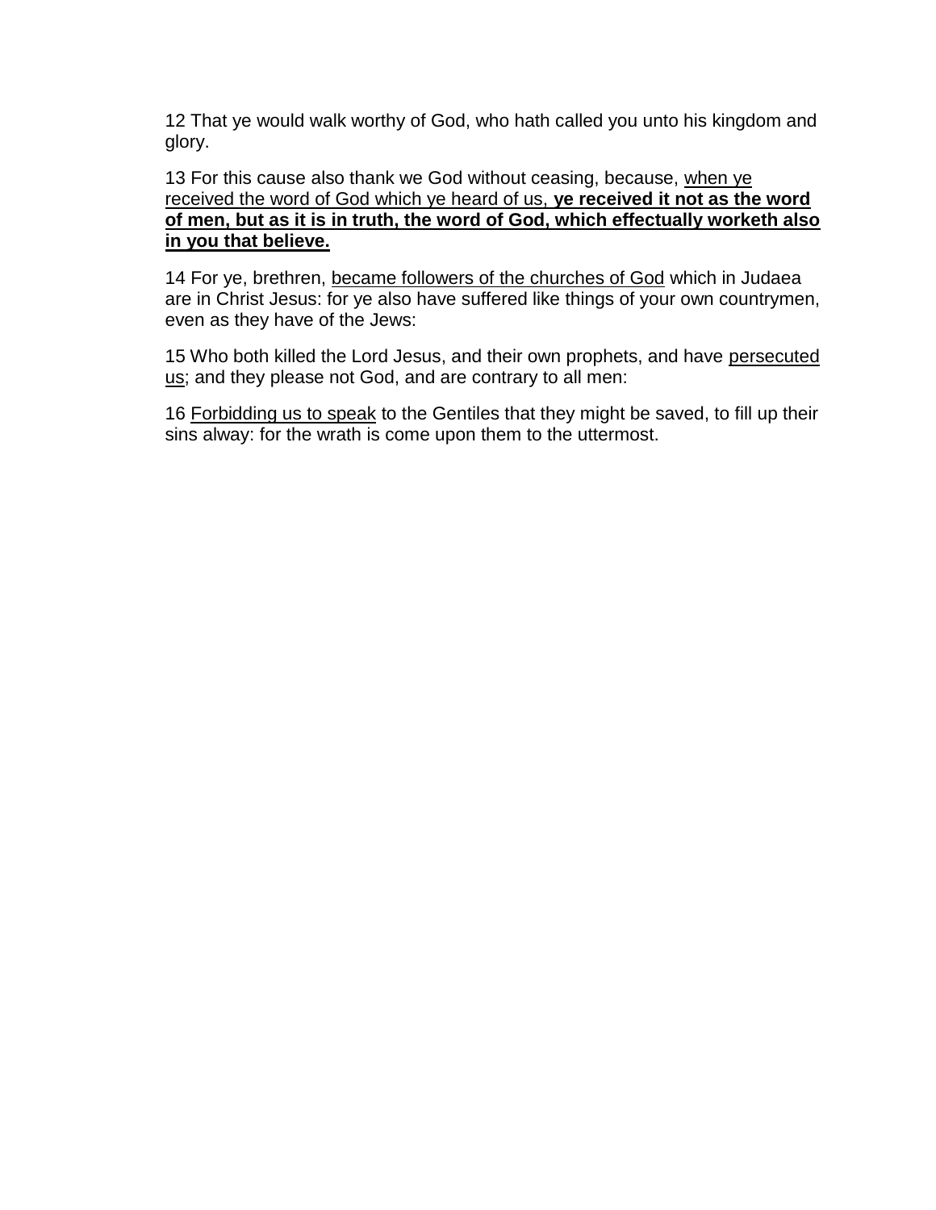12 That ye would walk worthy of God, who hath called you unto his kingdom and glory.

13 For this cause also thank we God without ceasing, because, <u>when ye received the word of God which ye heard of us,</u> <u>**ye received it not as the word of men, but as it is in truth, the word of God, which effectually worketh also in you that believe.**</u>

14 For ye, brethren, <u>became followers of the churches of God</u> which in Judaea are in Christ Jesus: for ye also have suffered like things of your own countrymen, even as they have of the Jews:

15 Who both killed the Lord Jesus, and their own prophets, and have <u>persecuted us</u>; and they please not God, and are contrary to all men:

16 <u>Forbidding us to speak</u> to the Gentiles that they might be saved, to fill up their sins alway: for the wrath is come upon them to the uttermost.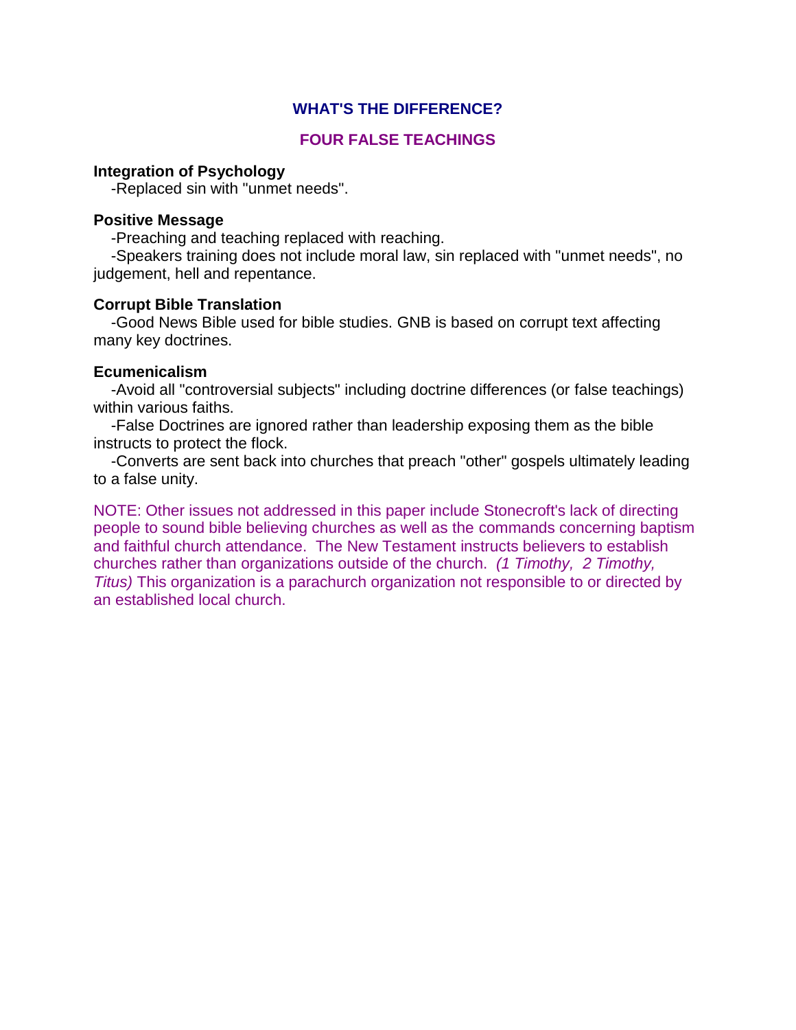## WHAT'S THE DIFFERENCE?

## FOUR FALSE TEACHINGS

**Integration of Psychology**

-Replaced sin with "unmet needs".

**Positive Message**

-Preaching and teaching replaced with reaching.

-Speakers training does not include moral law, sin replaced with "unmet needs", no judgement, hell and repentance.

**Corrupt Bible Translation**

-Good News Bible used for bible studies. GNB is based on corrupt text affecting many key doctrines.

**Ecumenicalism**

-Avoid all "controversial subjects" including doctrine differences (or false teachings) within various faiths.

-False Doctrines are ignored rather than leadership exposing them as the bible instructs to protect the flock.

-Converts are sent back into churches that preach "other" gospels ultimately leading to a false unity.

NOTE: Other issues not addressed in this paper include Stonecroft's lack of directing people to sound bible believing churches as well as the commands concerning baptism and faithful church attendance. The New Testament instructs believers to establish churches rather than organizations outside of the church. *(1 Timothy, 2 Timothy, Titus)* This organization is a parachurch organization not responsible to or directed by an established local church.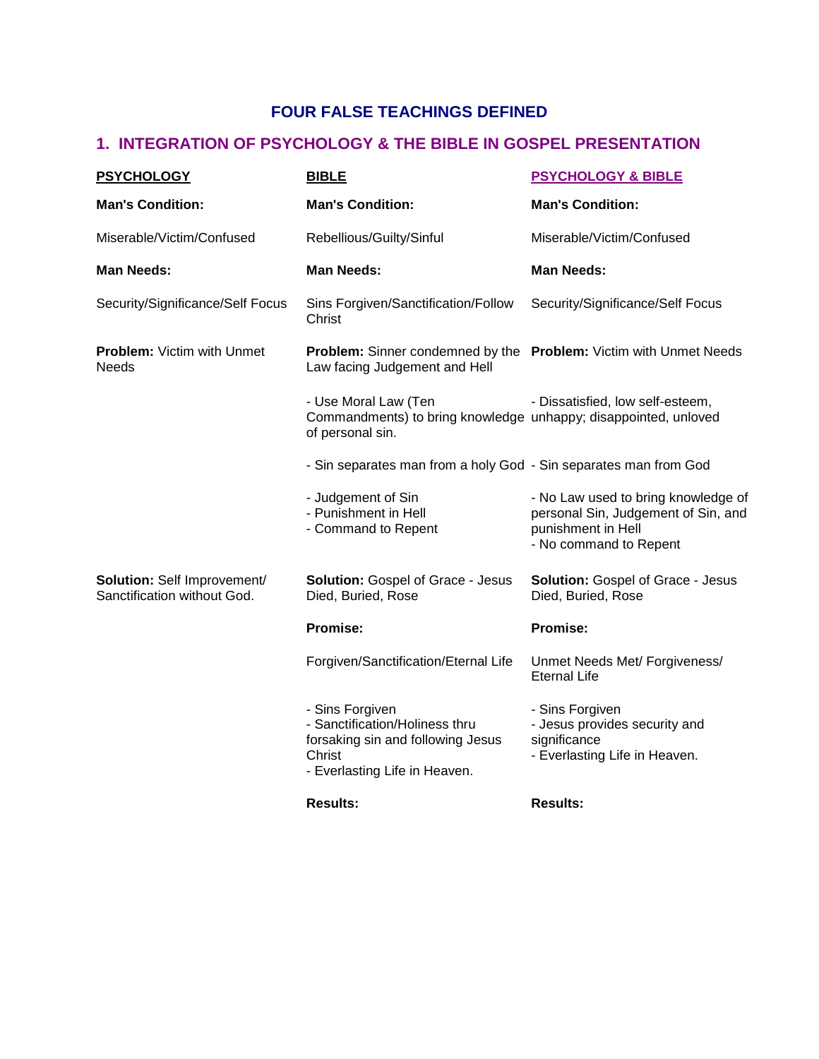## FOUR FALSE TEACHINGS DEFINED

### 1. INTEGRATION OF PSYCHOLOGY & THE BIBLE IN GOSPEL PRESENTATION

| PSYCHOLOGY | BIBLE | PSYCHOLOGY & BIBLE |
|---|---|---|
| **Man's Condition:** | **Man's Condition:** | **Man's Condition:** |
| Miserable/Victim/Confused | Rebellious/Guilty/Sinful | Miserable/Victim/Confused |
| **Man Needs:** | **Man Needs:** | **Man Needs:** |
| Security/Significance/Self Focus | Sins Forgiven/Sanctification/Follow Christ | Security/Significance/Self Focus |
| **Problem:** Victim with Unmet Needs | **Problem:** Sinner condemned by the Law facing Judgement and Hell | **Problem:** Victim with Unmet Needs |
| | - Use Moral Law (Ten Commandments) to bring knowledge of personal sin. | - Dissatisfied, low self-esteem, unhappy; disappointed, unloved |
| | - Sin separates man from a holy God | - Sin separates man from God |
| | - Judgement of Sin<br>- Punishment in Hell<br>- Command to Repent | - No Law used to bring knowledge of personal Sin, Judgement of Sin, and punishment in Hell<br>- No command to Repent |
| **Solution:** Self Improvement/ Sanctification without God. | **Solution:** Gospel of Grace - Jesus Died, Buried, Rose | **Solution:** Gospel of Grace - Jesus Died, Buried, Rose |
| | **Promise:** | **Promise:** |
| | Forgiven/Sanctification/Eternal Life | Unmet Needs Met/ Forgiveness/ Eternal Life |
| | - Sins Forgiven<br>- Sanctification/Holiness thru forsaking sin and following Jesus Christ<br>- Everlasting Life in Heaven. | - Sins Forgiven<br>- Jesus provides security and significance<br>- Everlasting Life in Heaven. |
| | **Results:** | **Results:** |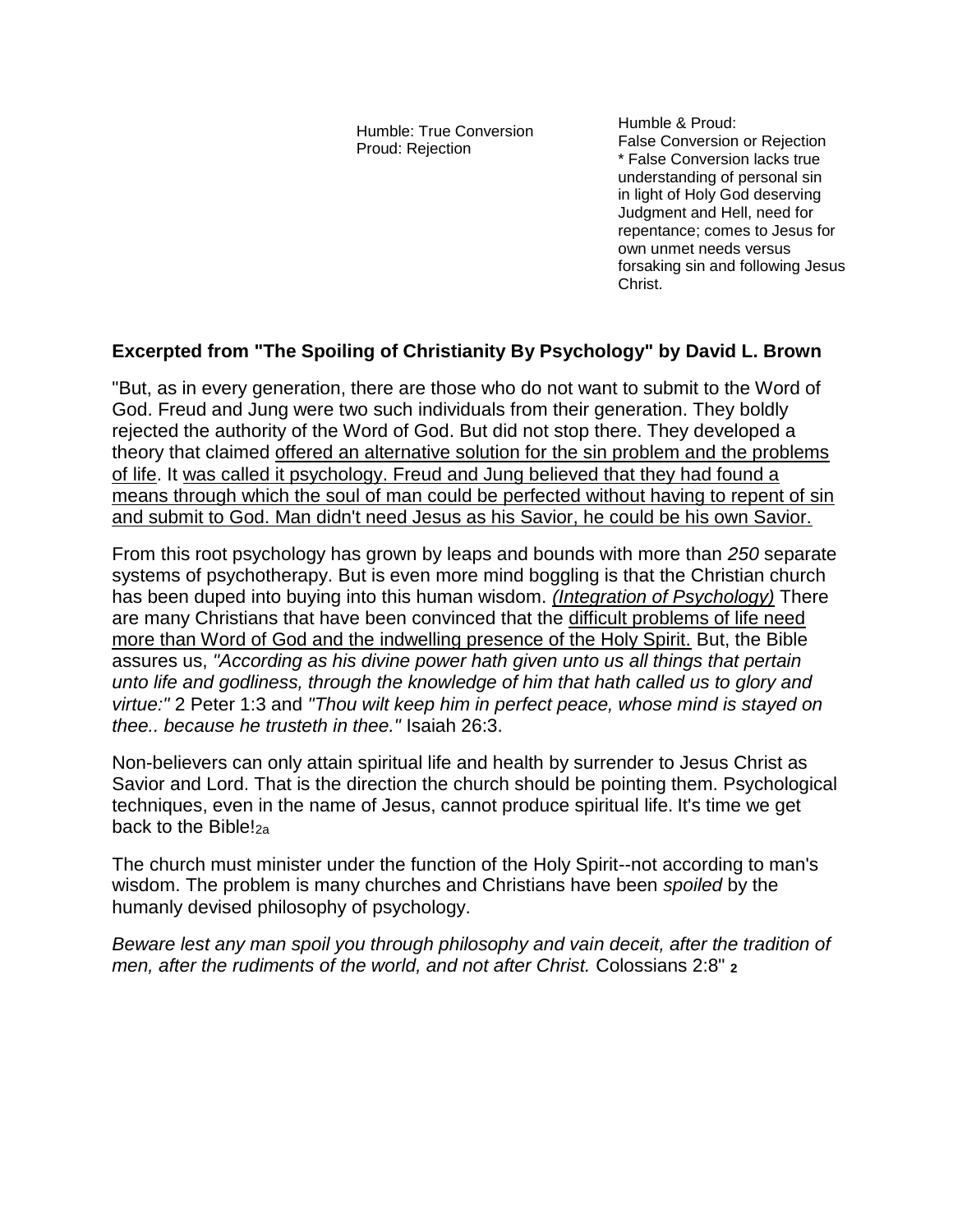Humble: True Conversion
Proud: Rejection

Humble & Proud:
False Conversion or Rejection
* False Conversion lacks true understanding of personal sin in light of Holy God deserving Judgment and Hell, need for repentance; comes to Jesus for own unmet needs versus forsaking sin and following Jesus Christ.

**Excerpted from "The Spoiling of Christianity By Psychology" by David L. Brown**

"But, as in every generation, there are those who do not want to submit to the Word of God. Freud and Jung were two such individuals from their generation. They boldly rejected the authority of the Word of God. But did not stop there. They developed a theory that claimed <u>offered an alternative solution for the sin problem and the problems of life</u>. It <u>was called it psychology. Freud and Jung believed that they had found a means through which the soul of man could be perfected without having to repent of sin and submit to God. Man didn't need Jesus as his Savior, he could be his own Savior.</u>

From this root psychology has grown by leaps and bounds with more than *250* separate systems of psychotherapy. But is even more mind boggling is that the Christian church has been duped into buying into this human wisdom. *<u>(Integration of Psychology)</u>* There are many Christians that have been convinced that the <u>difficult problems of life need more than Word of God and the indwelling presence of the Holy Spirit.</u> But, the Bible assures us, *"According as his divine power hath given unto us all things that pertain unto life and godliness, through the knowledge of him that hath called us to glory and virtue:"* 2 Peter 1:3 and *"Thou wilt keep him in perfect peace, whose mind is stayed on thee.. because he trusteth in thee."* Isaiah 26:3.

Non-believers can only attain spiritual life and health by surrender to Jesus Christ as Savior and Lord. That is the direction the church should be pointing them. Psychological techniques, even in the name of Jesus, cannot produce spiritual life. It's time we get back to the Bible![2a]

The church must minister under the function of the Holy Spirit--not according to man's wisdom. The problem is many churches and Christians have been *spoiled* by the humanly devised philosophy of psychology.

*Beware lest any man spoil you through philosophy and vain deceit, after the tradition of men, after the rudiments of the world, and not after Christ.* Colossians 2:8" [2]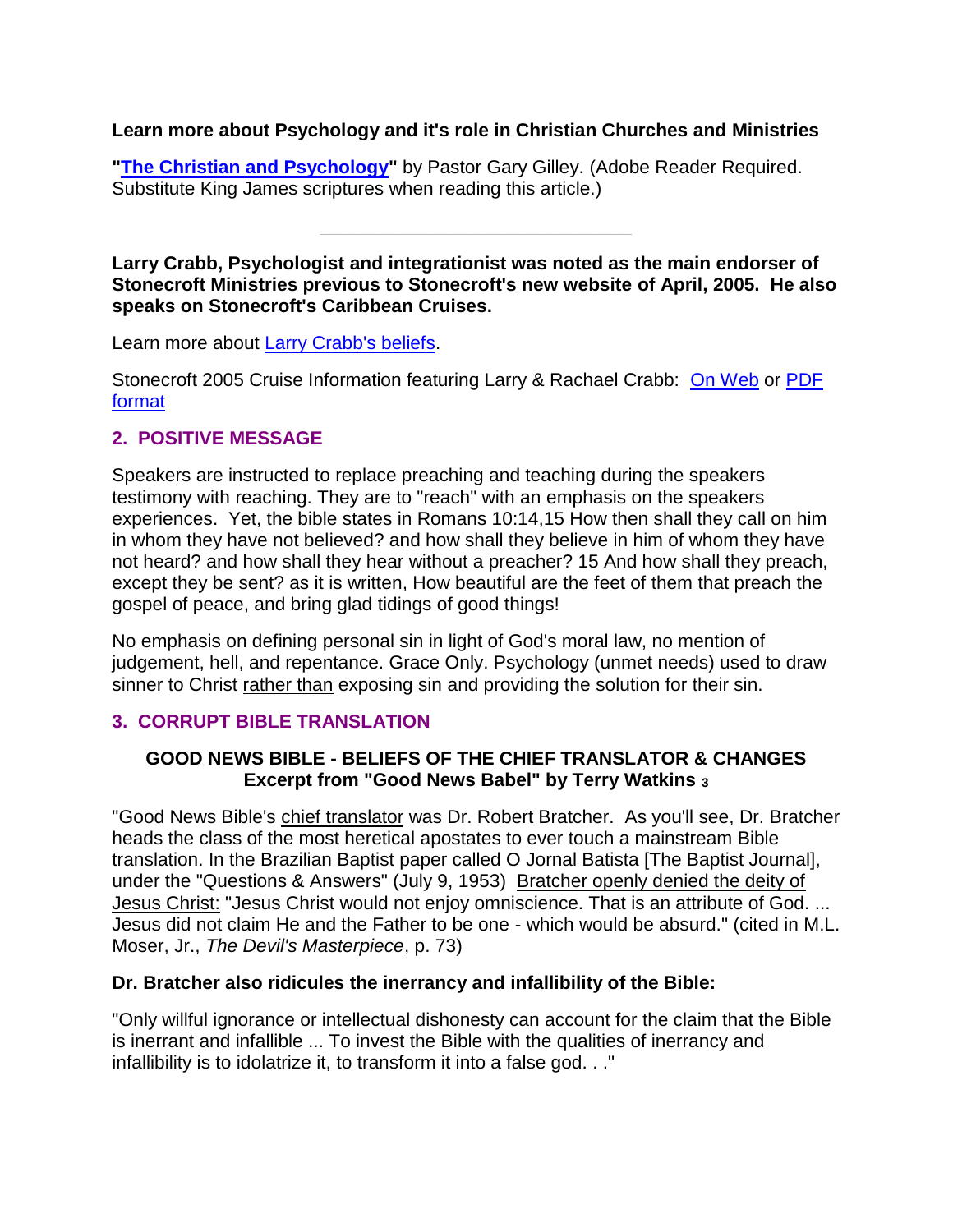**Learn more about Psychology and it's role in Christian Churches and Ministries**

**"The Christian and Psychology"** by Pastor Gary Gilley. (Adobe Reader Required. Substitute King James scriptures when reading this article.)

---

**Larry Crabb, Psychologist and integrationist was noted as the main endorser of Stonecroft Ministries previous to Stonecroft's new website of April, 2005. He also speaks on Stonecroft's Caribbean Cruises.**

Learn more about Larry Crabb's beliefs.

Stonecroft 2005 Cruise Information featuring Larry & Rachael Crabb: On Web or PDF format

## 2. POSITIVE MESSAGE

Speakers are instructed to replace preaching and teaching during the speakers testimony with reaching. They are to "reach" with an emphasis on the speakers experiences. Yet, the bible states in Romans 10:14,15 How then shall they call on him in whom they have not believed? and how shall they believe in him of whom they have not heard? and how shall they hear without a preacher? 15 And how shall they preach, except they be sent? as it is written, How beautiful are the feet of them that preach the gospel of peace, and bring glad tidings of good things!

No emphasis on defining personal sin in light of God's moral law, no mention of judgement, hell, and repentance. Grace Only. Psychology (unmet needs) used to draw sinner to Christ rather than exposing sin and providing the solution for their sin.

## 3. CORRUPT BIBLE TRANSLATION

### GOOD NEWS BIBLE - BELIEFS OF THE CHIEF TRANSLATOR & CHANGES Excerpt from "Good News Babel" by Terry Watkins [3]

"Good News Bible's chief translator was Dr. Robert Bratcher. As you'll see, Dr. Bratcher heads the class of the most heretical apostates to ever touch a mainstream Bible translation. In the Brazilian Baptist paper called O Jornal Batista [The Baptist Journal], under the "Questions & Answers" (July 9, 1953) Bratcher openly denied the deity of Jesus Christ: "Jesus Christ would not enjoy omniscience. That is an attribute of God. ... Jesus did not claim He and the Father to be one - which would be absurd." (cited in M.L. Moser, Jr., *The Devil's Masterpiece*, p. 73)

**Dr. Bratcher also ridicules the inerrancy and infallibility of the Bible:**

"Only willful ignorance or intellectual dishonesty can account for the claim that the Bible is inerrant and infallible ... To invest the Bible with the qualities of inerrancy and infallibility is to idolatrize it, to transform it into a false god. . ."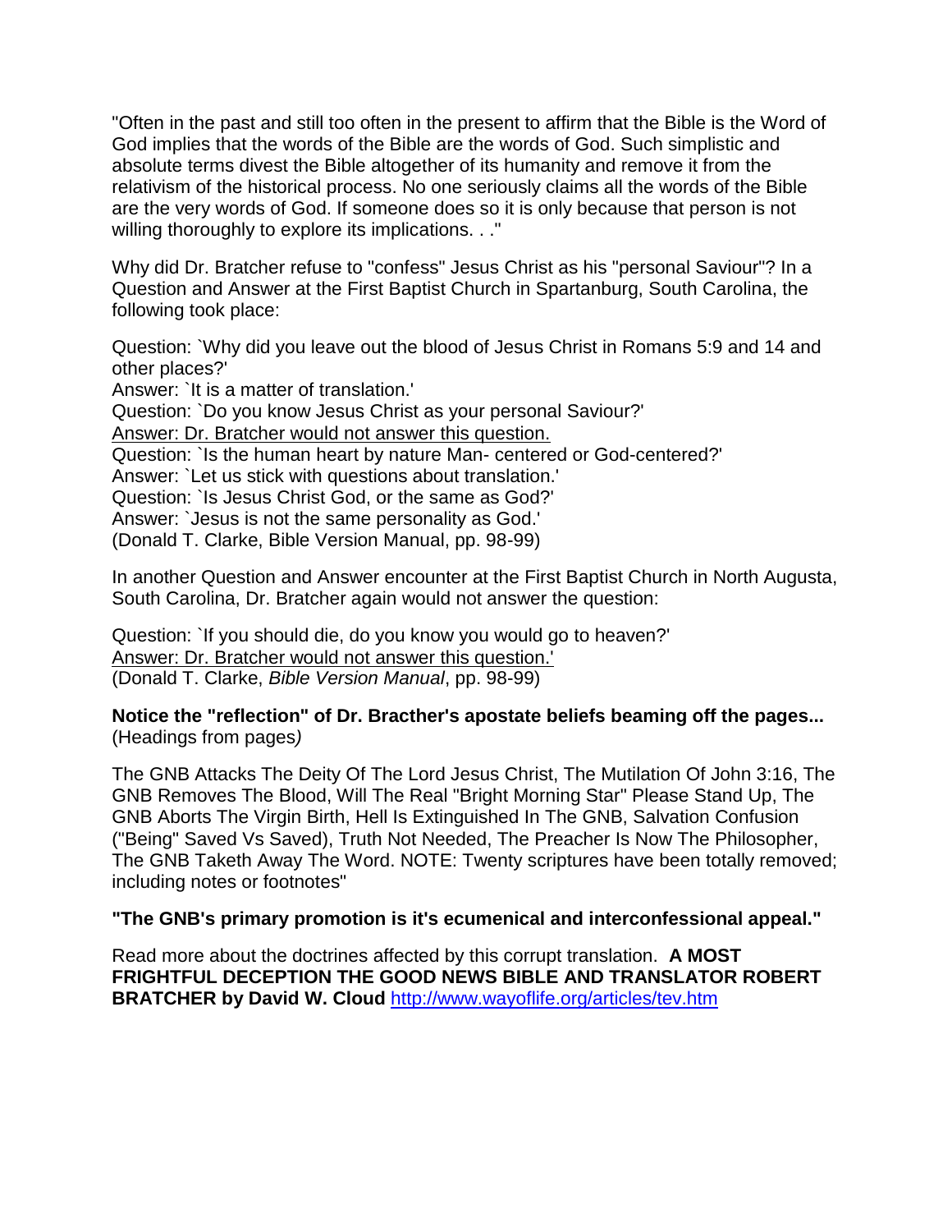"Often in the past and still too often in the present to affirm that the Bible is the Word of God implies that the words of the Bible are the words of God. Such simplistic and absolute terms divest the Bible altogether of its humanity and remove it from the relativism of the historical process. No one seriously claims all the words of the Bible are the very words of God. If someone does so it is only because that person is not willing thoroughly to explore its implications. . ."

Why did Dr. Bratcher refuse to "confess" Jesus Christ as his "personal Saviour"? In a Question and Answer at the First Baptist Church in Spartanburg, South Carolina, the following took place:

Question: `Why did you leave out the blood of Jesus Christ in Romans 5:9 and 14 and other places?'
Answer: `It is a matter of translation.'
Question: `Do you know Jesus Christ as your personal Saviour?'
Answer: Dr. Bratcher would not answer this question.
Question: `Is the human heart by nature Man- centered or God-centered?'
Answer: `Let us stick with questions about translation.'
Question: `Is Jesus Christ God, or the same as God?'
Answer: `Jesus is not the same personality as God.'
(Donald T. Clarke, Bible Version Manual, pp. 98-99)

In another Question and Answer encounter at the First Baptist Church in North Augusta, South Carolina, Dr. Bratcher again would not answer the question:

Question: `If you should die, do you know you would go to heaven?'
Answer: Dr. Bratcher would not answer this question.'
(Donald T. Clarke, *Bible Version Manual*, pp. 98-99)

**Notice the "reflection" of Dr. Bracther's apostate beliefs beaming off the pages...** (Headings from pages*)*

The GNB Attacks The Deity Of The Lord Jesus Christ, The Mutilation Of John 3:16, The GNB Removes The Blood, Will The Real "Bright Morning Star" Please Stand Up, The GNB Aborts The Virgin Birth, Hell Is Extinguished In The GNB, Salvation Confusion ("Being" Saved Vs Saved), Truth Not Needed, The Preacher Is Now The Philosopher, The GNB Taketh Away The Word. NOTE: Twenty scriptures have been totally removed; including notes or footnotes"

**"The GNB's primary promotion is it's ecumenical and interconfessional appeal."**

Read more about the doctrines affected by this corrupt translation. **A MOST FRIGHTFUL DECEPTION THE GOOD NEWS BIBLE AND TRANSLATOR ROBERT BRATCHER by David W. Cloud** http://www.wayoflife.org/articles/tev.htm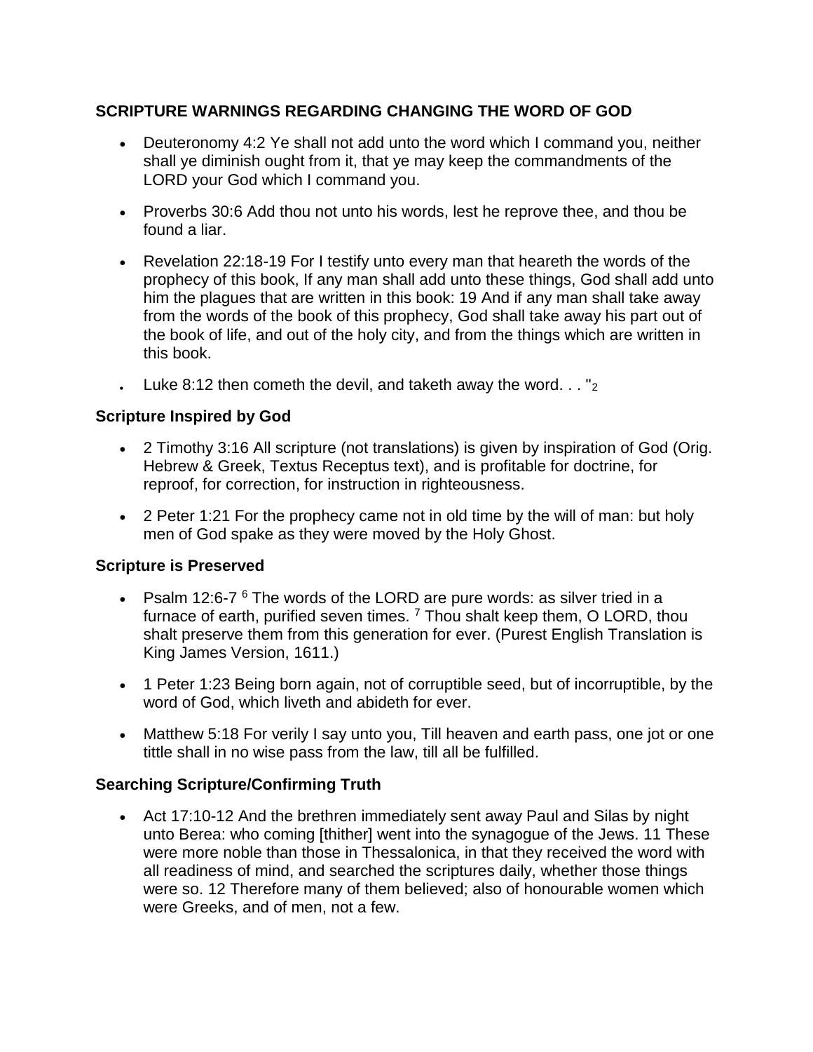**SCRIPTURE WARNINGS REGARDING CHANGING THE WORD OF GOD**

- Deuteronomy 4:2 Ye shall not add unto the word which I command you, neither shall ye diminish ought from it, that ye may keep the commandments of the LORD your God which I command you.
- Proverbs 30:6 Add thou not unto his words, lest he reprove thee, and thou be found a liar.
- Revelation 22:18-19 For I testify unto every man that heareth the words of the prophecy of this book, If any man shall add unto these things, God shall add unto him the plagues that are written in this book: 19 And if any man shall take away from the words of the book of this prophecy, God shall take away his part out of the book of life, and out of the holy city, and from the things which are written in this book.
- Luke 8:12 then cometh the devil, and taketh away the word. . . "[2]

**Scripture Inspired by God**

- 2 Timothy 3:16 All scripture (not translations) is given by inspiration of God (Orig. Hebrew & Greek, Textus Receptus text), and is profitable for doctrine, for reproof, for correction, for instruction in righteousness.
- 2 Peter 1:21 For the prophecy came not in old time by the will of man: but holy men of God spake as they were moved by the Holy Ghost.

**Scripture is Preserved**

- Psalm 12:6-7 [6] The words of the LORD are pure words: as silver tried in a furnace of earth, purified seven times. [7] Thou shalt keep them, O LORD, thou shalt preserve them from this generation for ever. (Purest English Translation is King James Version, 1611.)
- 1 Peter 1:23 Being born again, not of corruptible seed, but of incorruptible, by the word of God, which liveth and abideth for ever.
- Matthew 5:18 For verily I say unto you, Till heaven and earth pass, one jot or one tittle shall in no wise pass from the law, till all be fulfilled.

**Searching Scripture/Confirming Truth**

- Act 17:10-12 And the brethren immediately sent away Paul and Silas by night unto Berea: who coming [thither] went into the synagogue of the Jews. 11 These were more noble than those in Thessalonica, in that they received the word with all readiness of mind, and searched the scriptures daily, whether those things were so. 12 Therefore many of them believed; also of honourable women which were Greeks, and of men, not a few.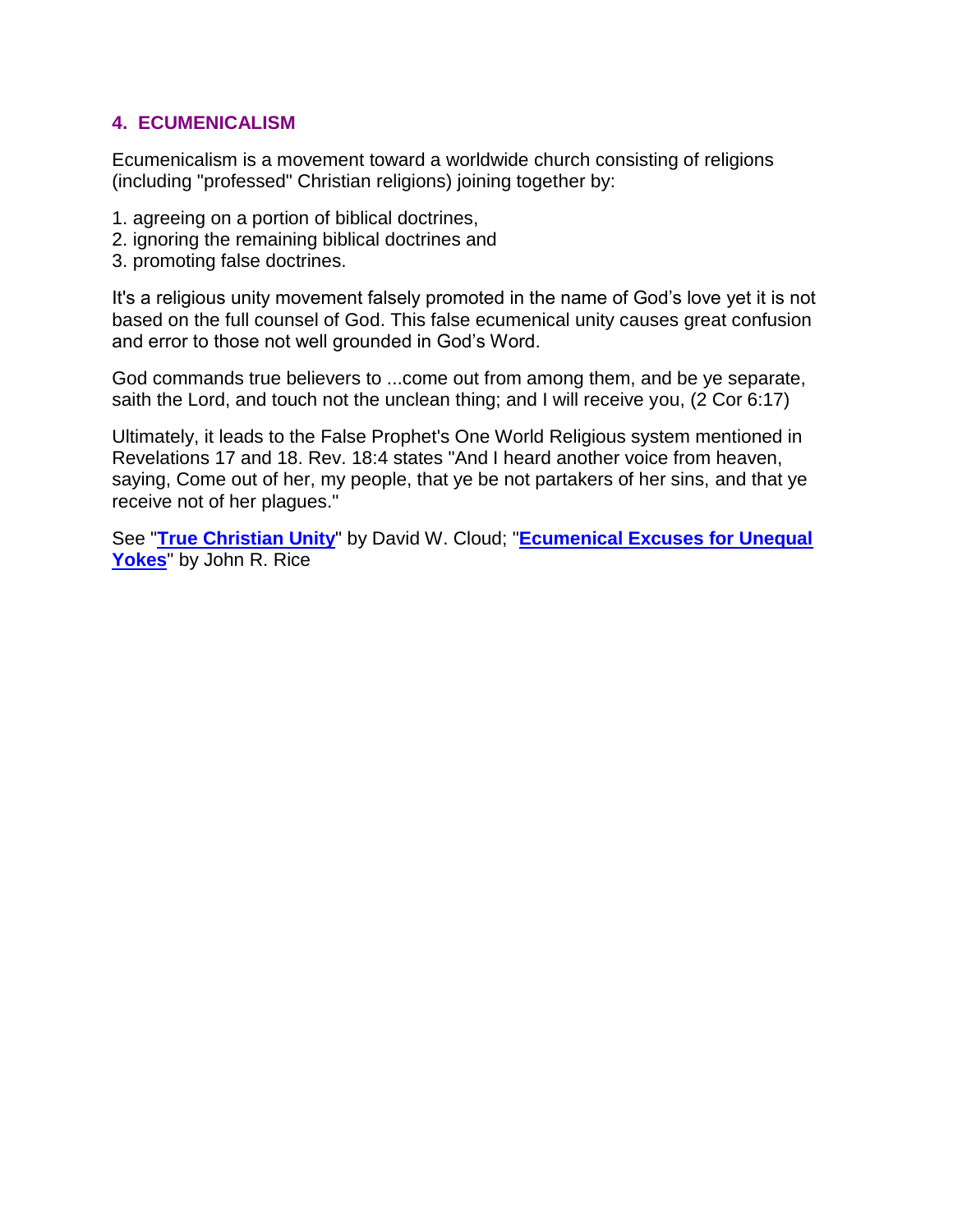## 4. ECUMENICALISM

Ecumenicalism is a movement toward a worldwide church consisting of religions (including "professed" Christian religions) joining together by:

1. agreeing on a portion of biblical doctrines,
2. ignoring the remaining biblical doctrines and
3. promoting false doctrines.

It's a religious unity movement falsely promoted in the name of God's love yet it is not based on the full counsel of God. This false ecumenical unity causes great confusion and error to those not well grounded in God's Word.

God commands true believers to ...come out from among them, and be ye separate, saith the Lord, and touch not the unclean thing; and I will receive you, (2 Cor 6:17)

Ultimately, it leads to the False Prophet's One World Religious system mentioned in Revelations 17 and 18. Rev. 18:4 states "And I heard another voice from heaven, saying, Come out of her, my people, that ye be not partakers of her sins, and that ye receive not of her plagues."

See "**True Christian Unity**" by David W. Cloud; "**Ecumenical Excuses for Unequal Yokes**" by John R. Rice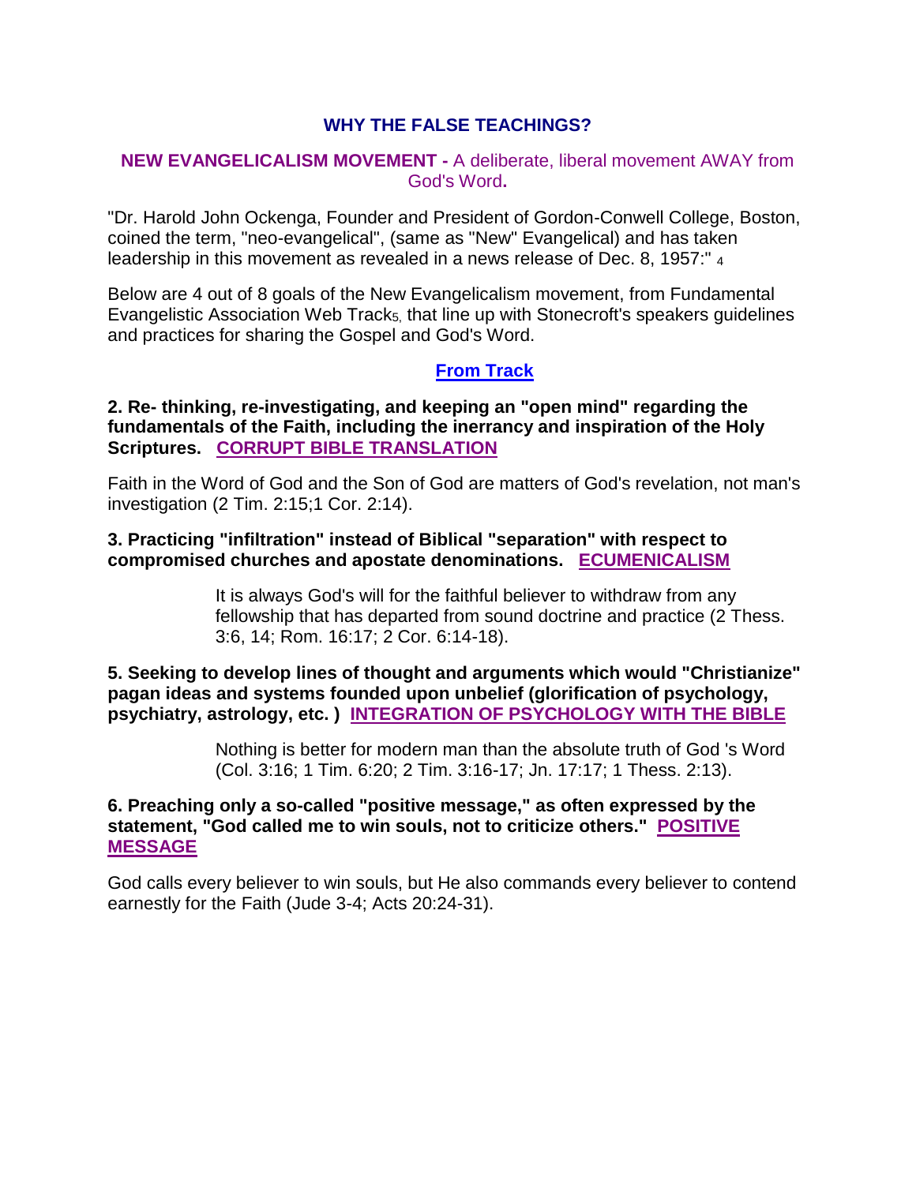## WHY THE FALSE TEACHINGS?

**NEW EVANGELICALISM MOVEMENT -** A deliberate, liberal movement AWAY from God's Word**.**

"Dr. Harold John Ockenga, Founder and President of Gordon-Conwell College, Boston, coined the term, "neo-evangelical", (same as "New" Evangelical) and has taken leadership in this movement as revealed in a news release of Dec. 8, 1957:" [4]

Below are 4 out of 8 goals of the New Evangelicalism movement, from Fundamental Evangelistic Association Web Track[5], that line up with Stonecroft's speakers guidelines and practices for sharing the Gospel and God's Word.

**From Track**

**2. Re- thinking, re-investigating, and keeping an "open mind" regarding the fundamentals of the Faith, including the inerrancy and inspiration of the Holy Scriptures.** **CORRUPT BIBLE TRANSLATION**

Faith in the Word of God and the Son of God are matters of God's revelation, not man's investigation (2 Tim. 2:15;1 Cor. 2:14).

**3. Practicing "infiltration" instead of Biblical "separation" with respect to compromised churches and apostate denominations.** **ECUMENICALISM**

> It is always God's will for the faithful believer to withdraw from any fellowship that has departed from sound doctrine and practice (2 Thess. 3:6, 14; Rom. 16:17; 2 Cor. 6:14-18).

**5. Seeking to develop lines of thought and arguments which would "Christianize" pagan ideas and systems founded upon unbelief (glorification of psychology, psychiatry, astrology, etc. )** **INTEGRATION OF PSYCHOLOGY WITH THE BIBLE**

> Nothing is better for modern man than the absolute truth of God 's Word (Col. 3:16; 1 Tim. 6:20; 2 Tim. 3:16-17; Jn. 17:17; 1 Thess. 2:13).

**6. Preaching only a so-called "positive message," as often expressed by the statement, "God called me to win souls, not to criticize others."** **POSITIVE MESSAGE**

God calls every believer to win souls, but He also commands every believer to contend earnestly for the Faith (Jude 3-4; Acts 20:24-31).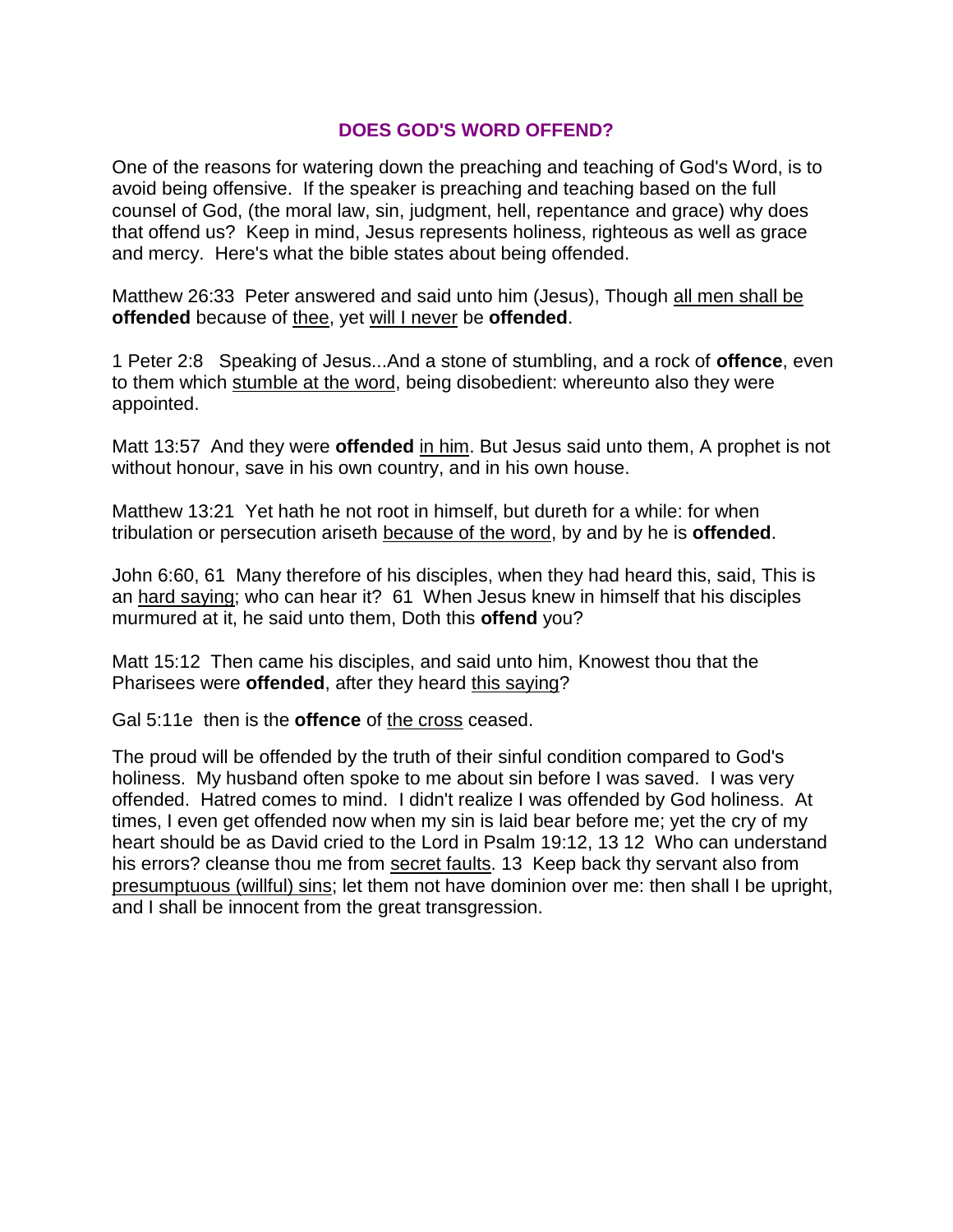## DOES GOD'S WORD OFFEND?

One of the reasons for watering down the preaching and teaching of God's Word, is to avoid being offensive. If the speaker is preaching and teaching based on the full counsel of God, (the moral law, sin, judgment, hell, repentance and grace) why does that offend us? Keep in mind, Jesus represents holiness, righteous as well as grace and mercy. Here's what the bible states about being offended.

Matthew 26:33 Peter answered and said unto him (Jesus), Though <u>all men shall be</u> **offended** because of <u>thee</u>, yet <u>will I never</u> be **offended**.

1 Peter 2:8 Speaking of Jesus...And a stone of stumbling, and a rock of **offence**, even to them which <u>stumble at the word</u>, being disobedient: whereunto also they were appointed.

Matt 13:57 And they were **offended** <u>in him</u>. But Jesus said unto them, A prophet is not without honour, save in his own country, and in his own house.

Matthew 13:21 Yet hath he not root in himself, but dureth for a while: for when tribulation or persecution ariseth <u>because of the word</u>, by and by he is **offended**.

John 6:60, 61 Many therefore of his disciples, when they had heard this, said, This is an <u>hard saying</u>; who can hear it? 61 When Jesus knew in himself that his disciples murmured at it, he said unto them, Doth this **offend** you?

Matt 15:12 Then came his disciples, and said unto him, Knowest thou that the Pharisees were **offended**, after they heard <u>this saying</u>?

Gal 5:11e then is the **offence** of <u>the cross</u> ceased.

The proud will be offended by the truth of their sinful condition compared to God's holiness. My husband often spoke to me about sin before I was saved. I was very offended. Hatred comes to mind. I didn't realize I was offended by God holiness. At times, I even get offended now when my sin is laid bear before me; yet the cry of my heart should be as David cried to the Lord in Psalm 19:12, 13 12 Who can understand his errors? cleanse thou me from <u>secret faults</u>. 13 Keep back thy servant also from <u>presumptuous (willful) sins</u>; let them not have dominion over me: then shall I be upright, and I shall be innocent from the great transgression.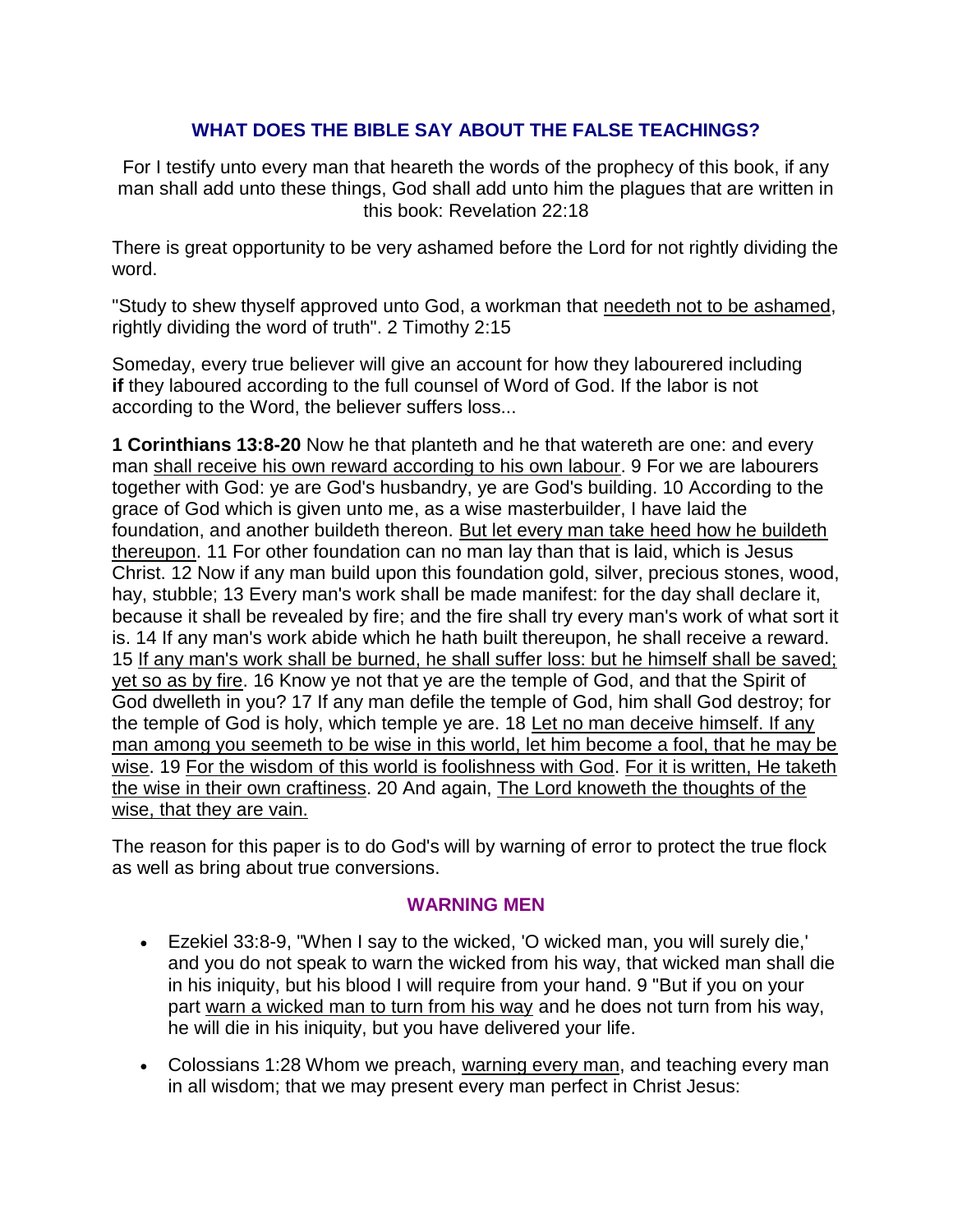## WHAT DOES THE BIBLE SAY ABOUT THE FALSE TEACHINGS?

For I testify unto every man that heareth the words of the prophecy of this book, if any man shall add unto these things, God shall add unto him the plagues that are written in this book: Revelation 22:18

There is great opportunity to be very ashamed before the Lord for not rightly dividing the word.

"Study to shew thyself approved unto God, a workman that needeth not to be ashamed, rightly dividing the word of truth". 2 Timothy 2:15

Someday, every true believer will give an account for how they labourered including **if** they laboured according to the full counsel of Word of God. If the labor is not according to the Word, the believer suffers loss...

**1 Corinthians 13:8-20** Now he that planteth and he that watereth are one: and every man shall receive his own reward according to his own labour. 9 For we are labourers together with God: ye are God's husbandry, ye are God's building. 10 According to the grace of God which is given unto me, as a wise masterbuilder, I have laid the foundation, and another buildeth thereon. But let every man take heed how he buildeth thereupon. 11 For other foundation can no man lay than that is laid, which is Jesus Christ. 12 Now if any man build upon this foundation gold, silver, precious stones, wood, hay, stubble; 13 Every man's work shall be made manifest: for the day shall declare it, because it shall be revealed by fire; and the fire shall try every man's work of what sort it is. 14 If any man's work abide which he hath built thereupon, he shall receive a reward. 15 If any man's work shall be burned, he shall suffer loss: but he himself shall be saved; yet so as by fire. 16 Know ye not that ye are the temple of God, and that the Spirit of God dwelleth in you? 17 If any man defile the temple of God, him shall God destroy; for the temple of God is holy, which temple ye are. 18 Let no man deceive himself. If any man among you seemeth to be wise in this world, let him become a fool, that he may be wise. 19 For the wisdom of this world is foolishness with God. For it is written, He taketh the wise in their own craftiness. 20 And again, The Lord knoweth the thoughts of the wise, that they are vain.

The reason for this paper is to do God's will by warning of error to protect the true flock as well as bring about true conversions.

### WARNING MEN

- Ezekiel 33:8-9, "When I say to the wicked, 'O wicked man, you will surely die,' and you do not speak to warn the wicked from his way, that wicked man shall die in his iniquity, but his blood I will require from your hand. 9 "But if you on your part warn a wicked man to turn from his way and he does not turn from his way, he will die in his iniquity, but you have delivered your life.
- Colossians 1:28 Whom we preach, warning every man, and teaching every man in all wisdom; that we may present every man perfect in Christ Jesus: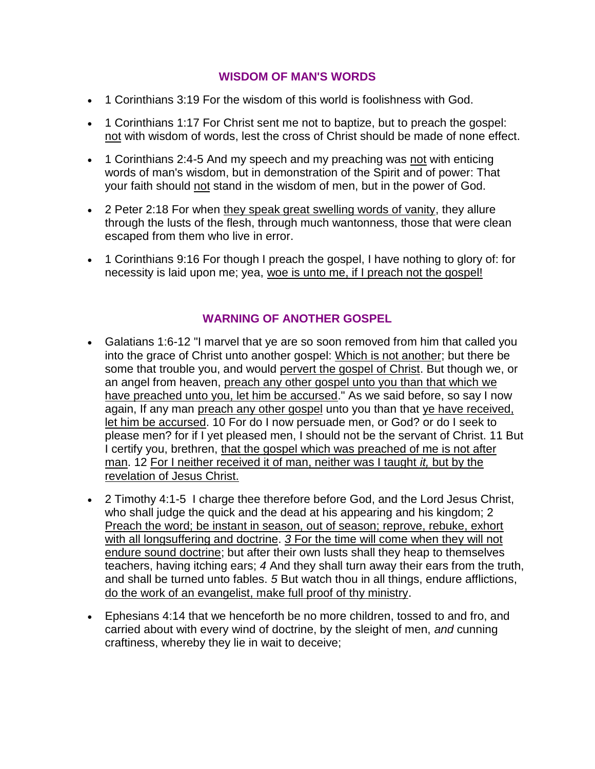## WISDOM OF MAN'S WORDS

- 1 Corinthians 3:19 For the wisdom of this world is foolishness with God.
- 1 Corinthians 1:17 For Christ sent me not to baptize, but to preach the gospel: <u>not</u> with wisdom of words, lest the cross of Christ should be made of none effect.
- 1 Corinthians 2:4-5 And my speech and my preaching was <u>not</u> with enticing words of man's wisdom, but in demonstration of the Spirit and of power: That your faith should <u>not</u> stand in the wisdom of men, but in the power of God.
- 2 Peter 2:18 For when <u>they speak great swelling words of vanity</u>, they allure through the lusts of the flesh, through much wantonness, those that were clean escaped from them who live in error.
- 1 Corinthians 9:16 For though I preach the gospel, I have nothing to glory of: for necessity is laid upon me; yea, <u>woe is unto me, if I preach not the gospel!</u>

## WARNING OF ANOTHER GOSPEL

- Galatians 1:6-12 "I marvel that ye are so soon removed from him that called you into the grace of Christ unto another gospel: <u>Which is not another</u>; but there be some that trouble you, and would <u>pervert the gospel of Christ</u>. But though we, or an angel from heaven, <u>preach any other gospel unto you than that which we have preached unto you, let him be accursed</u>." As we said before, so say I now again, If any man <u>preach any other gospel</u> unto you than that <u>ye have received, let him be accursed</u>. 10 For do I now persuade men, or God? or do I seek to please men? for if I yet pleased men, I should not be the servant of Christ. 11 But I certify you, brethren, <u>that the gospel which was preached of me is not after man</u>. 12 <u>For I neither received it of man, neither was I taught *it,* but by the revelation of Jesus Christ.</u>
- 2 Timothy 4:1-5 I charge thee therefore before God, and the Lord Jesus Christ, who shall judge the quick and the dead at his appearing and his kingdom; 2 <u>Preach the word; be instant in season, out of season; reprove, rebuke, exhort with all longsuffering and doctrine</u>. *3* <u>For the time will come when they will not endure sound doctrine</u>; but after their own lusts shall they heap to themselves teachers, having itching ears; *4* And they shall turn away their ears from the truth, and shall be turned unto fables. *5* But watch thou in all things, endure afflictions, <u>do the work of an evangelist, make full proof of thy ministry</u>.
- Ephesians 4:14 that we henceforth be no more children, tossed to and fro, and carried about with every wind of doctrine, by the sleight of men, *and* cunning craftiness, whereby they lie in wait to deceive;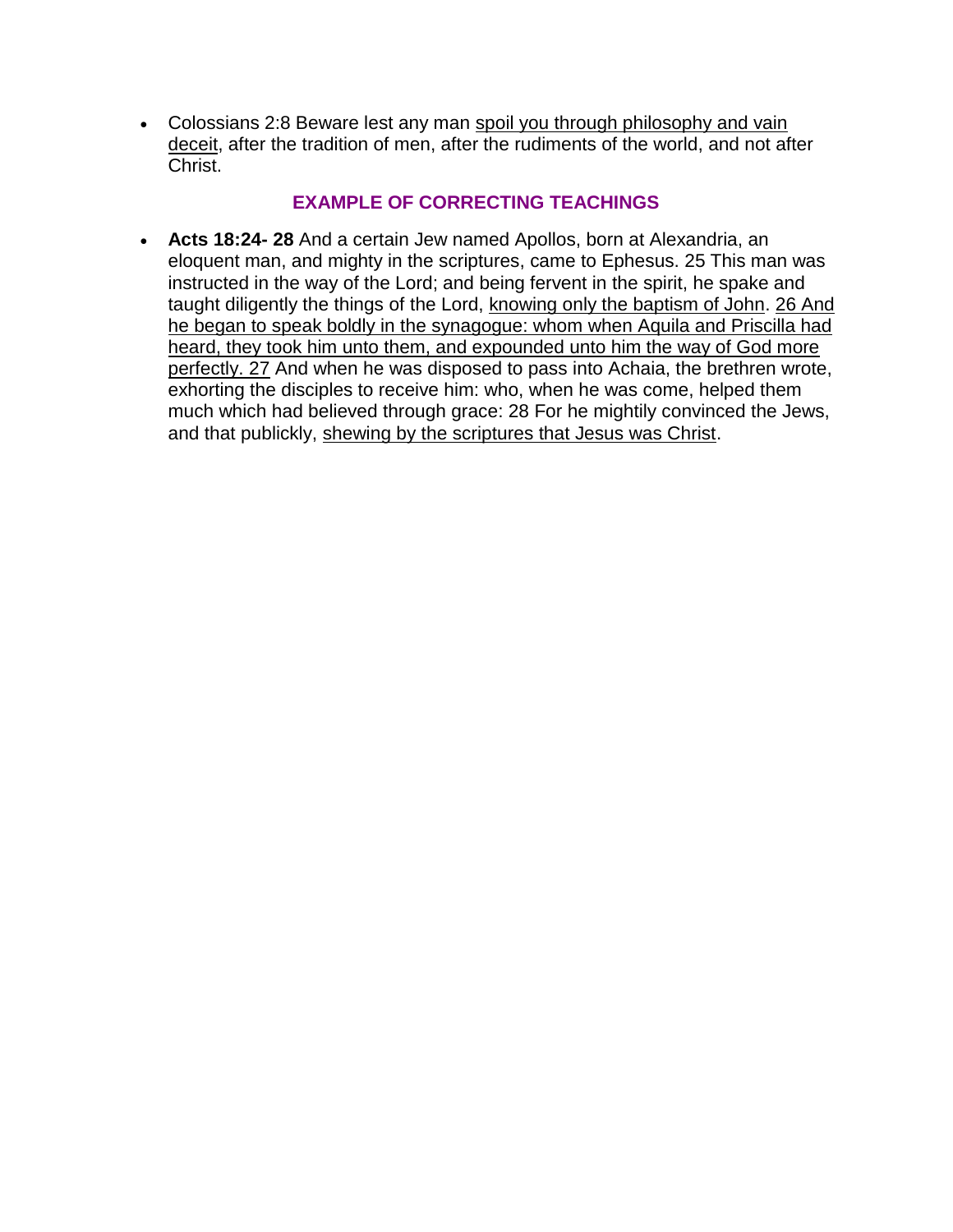- Colossians 2:8 Beware lest any man <u>spoil you through philosophy and vain deceit</u>, after the tradition of men, after the rudiments of the world, and not after Christ.

### EXAMPLE OF CORRECTING TEACHINGS

- **Acts 18:24- 28** And a certain Jew named Apollos, born at Alexandria, an eloquent man, and mighty in the scriptures, came to Ephesus. 25 This man was instructed in the way of the Lord; and being fervent in the spirit, he spake and taught diligently the things of the Lord, <u>knowing only the baptism of John</u>. <u>26 And he began to speak boldly in the synagogue: whom when Aquila and Priscilla had heard, they took him unto them, and expounded unto him the way of God more perfectly. 27</u> And when he was disposed to pass into Achaia, the brethren wrote, exhorting the disciples to receive him: who, when he was come, helped them much which had believed through grace: 28 For he mightily convinced the Jews, and that publickly, <u>shewing by the scriptures that Jesus was Christ</u>.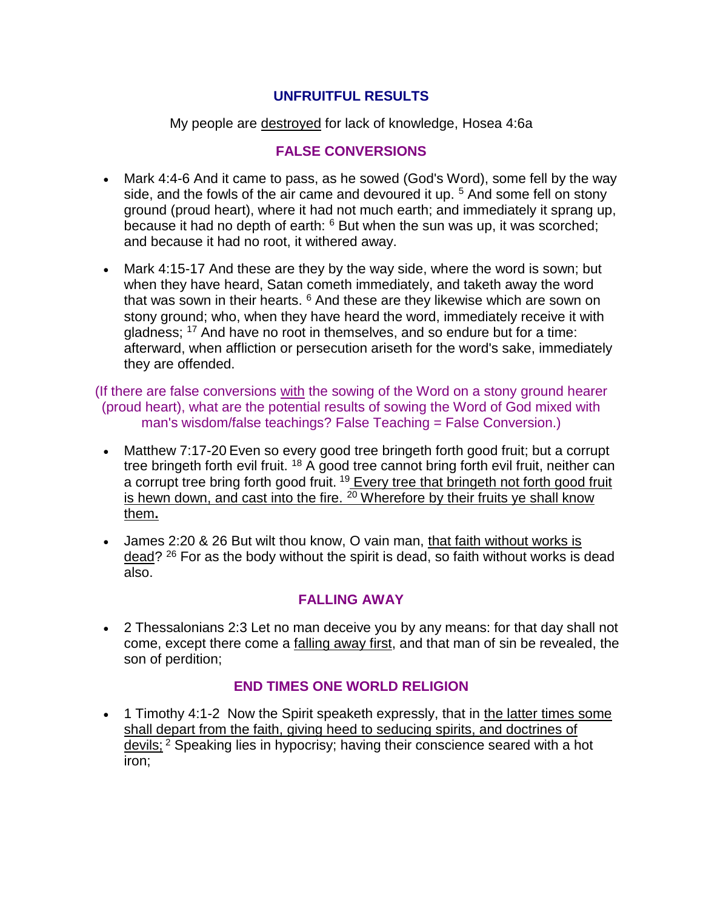## UNFRUITFUL RESULTS

My people are destroyed for lack of knowledge, Hosea 4:6a

### FALSE CONVERSIONS

- Mark 4:4-6 And it came to pass, as he sowed (God's Word), some fell by the way side, and the fowls of the air came and devoured it up. [5] And some fell on stony ground (proud heart), where it had not much earth; and immediately it sprang up, because it had no depth of earth: [6] But when the sun was up, it was scorched; and because it had no root, it withered away.

- Mark 4:15-17 And these are they by the way side, where the word is sown; but when they have heard, Satan cometh immediately, and taketh away the word that was sown in their hearts. [6] And these are they likewise which are sown on stony ground; who, when they have heard the word, immediately receive it with gladness; [17] And have no root in themselves, and so endure but for a time: afterward, when affliction or persecution ariseth for the word's sake, immediately they are offended.

(If there are false conversions with the sowing of the Word on a stony ground hearer (proud heart), what are the potential results of sowing the Word of God mixed with man's wisdom/false teachings? False Teaching = False Conversion.)

- Matthew 7:17-20 Even so every good tree bringeth forth good fruit; but a corrupt tree bringeth forth evil fruit. [18] A good tree cannot bring forth evil fruit, neither can a corrupt tree bring forth good fruit. [19] Every tree that bringeth not forth good fruit is hewn down, and cast into the fire. [20] Wherefore by their fruits ye shall know them**.**

- James 2:20 & 26 But wilt thou know, O vain man, that faith without works is dead? [26] For as the body without the spirit is dead, so faith without works is dead also.

### FALLING AWAY

- 2 Thessalonians 2:3 Let no man deceive you by any means: for that day shall not come, except there come a falling away first, and that man of sin be revealed, the son of perdition;

### END TIMES ONE WORLD RELIGION

- 1 Timothy 4:1-2 Now the Spirit speaketh expressly, that in the latter times some shall depart from the faith, giving heed to seducing spirits, and doctrines of devils; [2] Speaking lies in hypocrisy; having their conscience seared with a hot iron;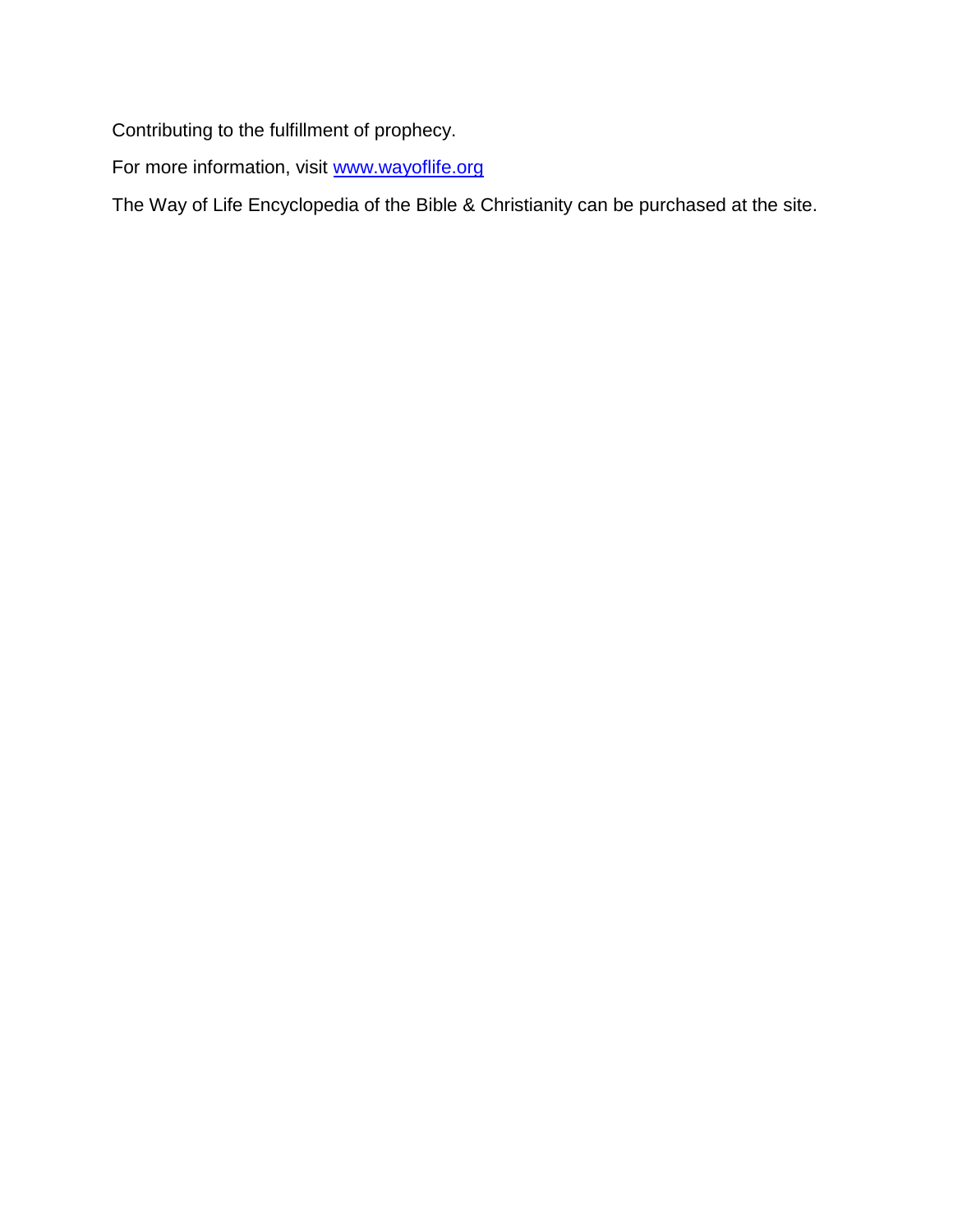Contributing to the fulfillment of prophecy.

For more information, visit [www.wayoflife.org](http://www.wayoflife.org)

The Way of Life Encyclopedia of the Bible & Christianity can be purchased at the site.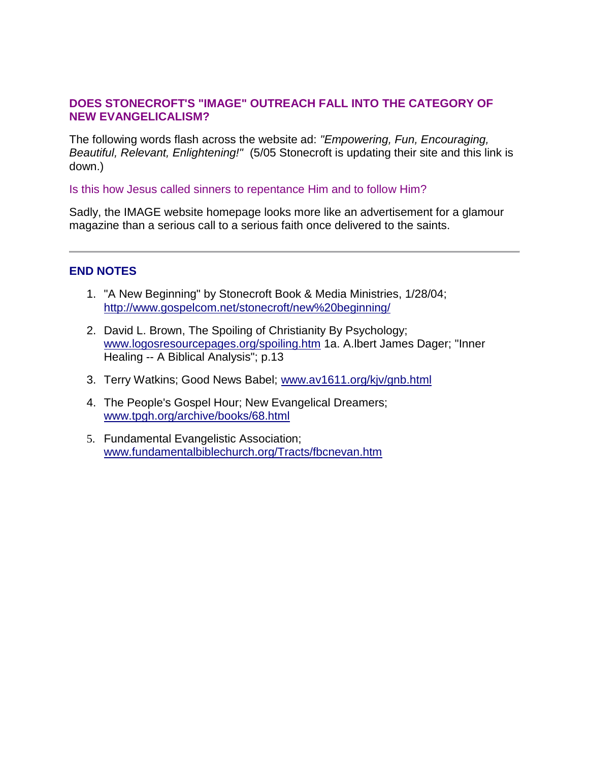## DOES STONECROFT'S "IMAGE" OUTREACH FALL INTO THE CATEGORY OF NEW EVANGELICALISM?

The following words flash across the website ad: *"Empowering, Fun, Encouraging, Beautiful, Relevant, Enlightening!"* (5/05 Stonecroft is updating their site and this link is down.)

Is this how Jesus called sinners to repentance Him and to follow Him?

Sadly, the IMAGE website homepage looks more like an advertisement for a glamour magazine than a serious call to a serious faith once delivered to the saints.

---

## END NOTES

1. "A New Beginning" by Stonecroft Book & Media Ministries, 1/28/04; [http://www.gospelcom.net/stonecroft/new%20beginning/](http://www.gospelcom.net/stonecroft/new%20beginning/)
2. David L. Brown, The Spoiling of Christianity By Psychology; [www.logosresourcepages.org/spoiling.htm](www.logosresourcepages.org/spoiling.htm) 1a. A.lbert James Dager; "Inner Healing -- A Biblical Analysis"; p.13
3. Terry Watkins; Good News Babel; [www.av1611.org/kjv/gnb.html](www.av1611.org/kjv/gnb.html)
4. The People's Gospel Hour; New Evangelical Dreamers; [www.tpgh.org/archive/books/68.html](www.tpgh.org/archive/books/68.html)
5. Fundamental Evangelistic Association; [www.fundamentalbiblechurch.org/Tracts/fbcnevan.htm](www.fundamentalbiblechurch.org/Tracts/fbcnevan.htm)